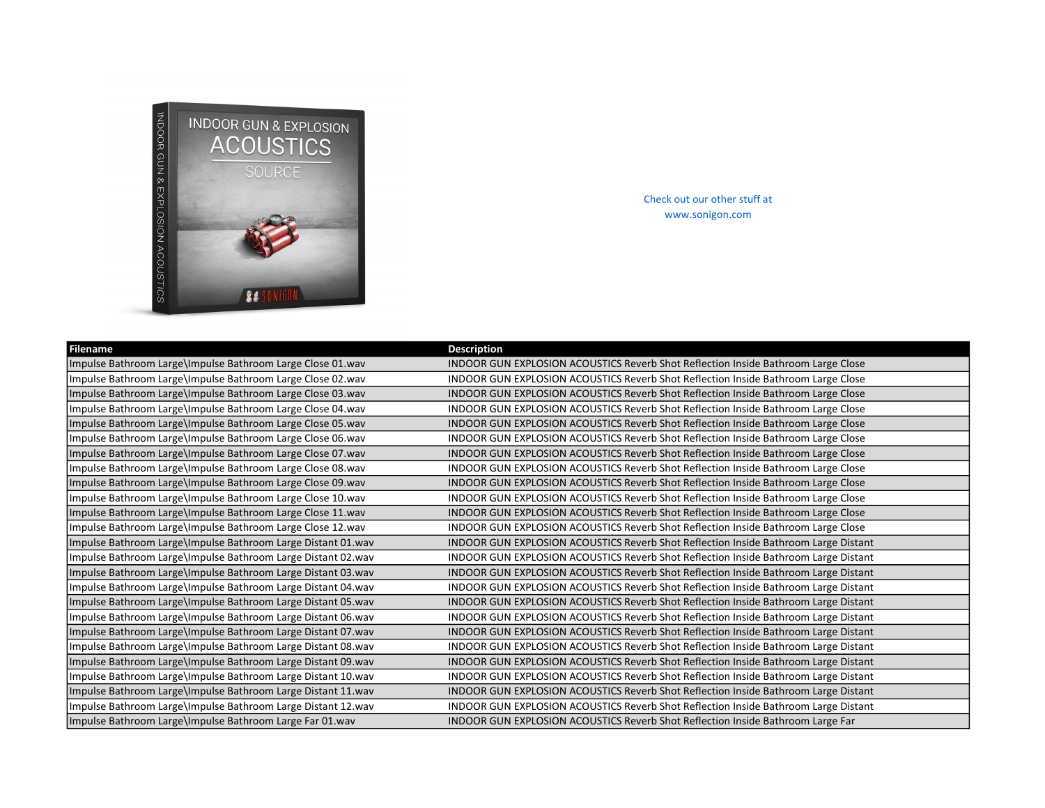Check out our other stuff at
www.sonigon.com

| Filename | Description |
| --- | --- |
| Impulse Bathroom Large\Impulse Bathroom Large Close 01.wav | INDOOR GUN EXPLOSION ACOUSTICS Reverb Shot Reflection Inside Bathroom Large Close |
| Impulse Bathroom Large\Impulse Bathroom Large Close 02.wav | INDOOR GUN EXPLOSION ACOUSTICS Reverb Shot Reflection Inside Bathroom Large Close |
| Impulse Bathroom Large\Impulse Bathroom Large Close 03.wav | INDOOR GUN EXPLOSION ACOUSTICS Reverb Shot Reflection Inside Bathroom Large Close |
| Impulse Bathroom Large\Impulse Bathroom Large Close 04.wav | INDOOR GUN EXPLOSION ACOUSTICS Reverb Shot Reflection Inside Bathroom Large Close |
| Impulse Bathroom Large\Impulse Bathroom Large Close 05.wav | INDOOR GUN EXPLOSION ACOUSTICS Reverb Shot Reflection Inside Bathroom Large Close |
| Impulse Bathroom Large\Impulse Bathroom Large Close 06.wav | INDOOR GUN EXPLOSION ACOUSTICS Reverb Shot Reflection Inside Bathroom Large Close |
| Impulse Bathroom Large\Impulse Bathroom Large Close 07.wav | INDOOR GUN EXPLOSION ACOUSTICS Reverb Shot Reflection Inside Bathroom Large Close |
| Impulse Bathroom Large\Impulse Bathroom Large Close 08.wav | INDOOR GUN EXPLOSION ACOUSTICS Reverb Shot Reflection Inside Bathroom Large Close |
| Impulse Bathroom Large\Impulse Bathroom Large Close 09.wav | INDOOR GUN EXPLOSION ACOUSTICS Reverb Shot Reflection Inside Bathroom Large Close |
| Impulse Bathroom Large\Impulse Bathroom Large Close 10.wav | INDOOR GUN EXPLOSION ACOUSTICS Reverb Shot Reflection Inside Bathroom Large Close |
| Impulse Bathroom Large\Impulse Bathroom Large Close 11.wav | INDOOR GUN EXPLOSION ACOUSTICS Reverb Shot Reflection Inside Bathroom Large Close |
| Impulse Bathroom Large\Impulse Bathroom Large Close 12.wav | INDOOR GUN EXPLOSION ACOUSTICS Reverb Shot Reflection Inside Bathroom Large Close |
| Impulse Bathroom Large\Impulse Bathroom Large Distant 01.wav | INDOOR GUN EXPLOSION ACOUSTICS Reverb Shot Reflection Inside Bathroom Large Distant |
| Impulse Bathroom Large\Impulse Bathroom Large Distant 02.wav | INDOOR GUN EXPLOSION ACOUSTICS Reverb Shot Reflection Inside Bathroom Large Distant |
| Impulse Bathroom Large\Impulse Bathroom Large Distant 03.wav | INDOOR GUN EXPLOSION ACOUSTICS Reverb Shot Reflection Inside Bathroom Large Distant |
| Impulse Bathroom Large\Impulse Bathroom Large Distant 04.wav | INDOOR GUN EXPLOSION ACOUSTICS Reverb Shot Reflection Inside Bathroom Large Distant |
| Impulse Bathroom Large\Impulse Bathroom Large Distant 05.wav | INDOOR GUN EXPLOSION ACOUSTICS Reverb Shot Reflection Inside Bathroom Large Distant |
| Impulse Bathroom Large\Impulse Bathroom Large Distant 06.wav | INDOOR GUN EXPLOSION ACOUSTICS Reverb Shot Reflection Inside Bathroom Large Distant |
| Impulse Bathroom Large\Impulse Bathroom Large Distant 07.wav | INDOOR GUN EXPLOSION ACOUSTICS Reverb Shot Reflection Inside Bathroom Large Distant |
| Impulse Bathroom Large\Impulse Bathroom Large Distant 08.wav | INDOOR GUN EXPLOSION ACOUSTICS Reverb Shot Reflection Inside Bathroom Large Distant |
| Impulse Bathroom Large\Impulse Bathroom Large Distant 09.wav | INDOOR GUN EXPLOSION ACOUSTICS Reverb Shot Reflection Inside Bathroom Large Distant |
| Impulse Bathroom Large\Impulse Bathroom Large Distant 10.wav | INDOOR GUN EXPLOSION ACOUSTICS Reverb Shot Reflection Inside Bathroom Large Distant |
| Impulse Bathroom Large\Impulse Bathroom Large Distant 11.wav | INDOOR GUN EXPLOSION ACOUSTICS Reverb Shot Reflection Inside Bathroom Large Distant |
| Impulse Bathroom Large\Impulse Bathroom Large Distant 12.wav | INDOOR GUN EXPLOSION ACOUSTICS Reverb Shot Reflection Inside Bathroom Large Distant |
| Impulse Bathroom Large\Impulse Bathroom Large Far 01.wav | INDOOR GUN EXPLOSION ACOUSTICS Reverb Shot Reflection Inside Bathroom Large Far |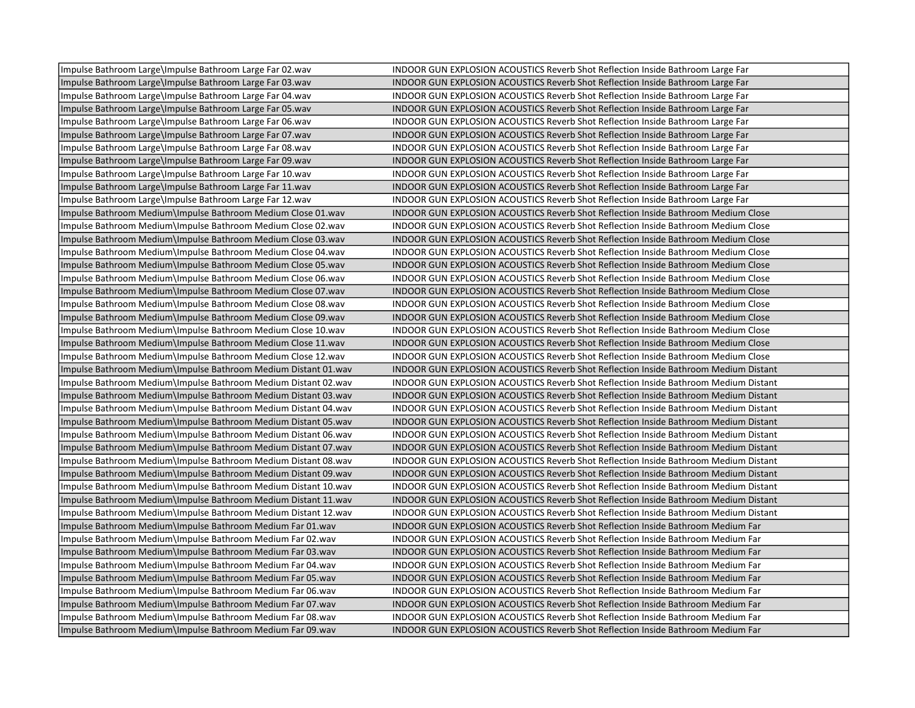| | |
|---|---|
| Impulse Bathroom Large\Impulse Bathroom Large Far 02.wav | INDOOR GUN EXPLOSION ACOUSTICS Reverb Shot Reflection Inside Bathroom Large Far |
| Impulse Bathroom Large\Impulse Bathroom Large Far 03.wav | INDOOR GUN EXPLOSION ACOUSTICS Reverb Shot Reflection Inside Bathroom Large Far |
| Impulse Bathroom Large\Impulse Bathroom Large Far 04.wav | INDOOR GUN EXPLOSION ACOUSTICS Reverb Shot Reflection Inside Bathroom Large Far |
| Impulse Bathroom Large\Impulse Bathroom Large Far 05.wav | INDOOR GUN EXPLOSION ACOUSTICS Reverb Shot Reflection Inside Bathroom Large Far |
| Impulse Bathroom Large\Impulse Bathroom Large Far 06.wav | INDOOR GUN EXPLOSION ACOUSTICS Reverb Shot Reflection Inside Bathroom Large Far |
| Impulse Bathroom Large\Impulse Bathroom Large Far 07.wav | INDOOR GUN EXPLOSION ACOUSTICS Reverb Shot Reflection Inside Bathroom Large Far |
| Impulse Bathroom Large\Impulse Bathroom Large Far 08.wav | INDOOR GUN EXPLOSION ACOUSTICS Reverb Shot Reflection Inside Bathroom Large Far |
| Impulse Bathroom Large\Impulse Bathroom Large Far 09.wav | INDOOR GUN EXPLOSION ACOUSTICS Reverb Shot Reflection Inside Bathroom Large Far |
| Impulse Bathroom Large\Impulse Bathroom Large Far 10.wav | INDOOR GUN EXPLOSION ACOUSTICS Reverb Shot Reflection Inside Bathroom Large Far |
| Impulse Bathroom Large\Impulse Bathroom Large Far 11.wav | INDOOR GUN EXPLOSION ACOUSTICS Reverb Shot Reflection Inside Bathroom Large Far |
| Impulse Bathroom Large\Impulse Bathroom Large Far 12.wav | INDOOR GUN EXPLOSION ACOUSTICS Reverb Shot Reflection Inside Bathroom Large Far |
| Impulse Bathroom Medium\Impulse Bathroom Medium Close 01.wav | INDOOR GUN EXPLOSION ACOUSTICS Reverb Shot Reflection Inside Bathroom Medium Close |
| Impulse Bathroom Medium\Impulse Bathroom Medium Close 02.wav | INDOOR GUN EXPLOSION ACOUSTICS Reverb Shot Reflection Inside Bathroom Medium Close |
| Impulse Bathroom Medium\Impulse Bathroom Medium Close 03.wav | INDOOR GUN EXPLOSION ACOUSTICS Reverb Shot Reflection Inside Bathroom Medium Close |
| Impulse Bathroom Medium\Impulse Bathroom Medium Close 04.wav | INDOOR GUN EXPLOSION ACOUSTICS Reverb Shot Reflection Inside Bathroom Medium Close |
| Impulse Bathroom Medium\Impulse Bathroom Medium Close 05.wav | INDOOR GUN EXPLOSION ACOUSTICS Reverb Shot Reflection Inside Bathroom Medium Close |
| Impulse Bathroom Medium\Impulse Bathroom Medium Close 06.wav | INDOOR GUN EXPLOSION ACOUSTICS Reverb Shot Reflection Inside Bathroom Medium Close |
| Impulse Bathroom Medium\Impulse Bathroom Medium Close 07.wav | INDOOR GUN EXPLOSION ACOUSTICS Reverb Shot Reflection Inside Bathroom Medium Close |
| Impulse Bathroom Medium\Impulse Bathroom Medium Close 08.wav | INDOOR GUN EXPLOSION ACOUSTICS Reverb Shot Reflection Inside Bathroom Medium Close |
| Impulse Bathroom Medium\Impulse Bathroom Medium Close 09.wav | INDOOR GUN EXPLOSION ACOUSTICS Reverb Shot Reflection Inside Bathroom Medium Close |
| Impulse Bathroom Medium\Impulse Bathroom Medium Close 10.wav | INDOOR GUN EXPLOSION ACOUSTICS Reverb Shot Reflection Inside Bathroom Medium Close |
| Impulse Bathroom Medium\Impulse Bathroom Medium Close 11.wav | INDOOR GUN EXPLOSION ACOUSTICS Reverb Shot Reflection Inside Bathroom Medium Close |
| Impulse Bathroom Medium\Impulse Bathroom Medium Close 12.wav | INDOOR GUN EXPLOSION ACOUSTICS Reverb Shot Reflection Inside Bathroom Medium Close |
| Impulse Bathroom Medium\Impulse Bathroom Medium Distant 01.wav | INDOOR GUN EXPLOSION ACOUSTICS Reverb Shot Reflection Inside Bathroom Medium Distant |
| Impulse Bathroom Medium\Impulse Bathroom Medium Distant 02.wav | INDOOR GUN EXPLOSION ACOUSTICS Reverb Shot Reflection Inside Bathroom Medium Distant |
| Impulse Bathroom Medium\Impulse Bathroom Medium Distant 03.wav | INDOOR GUN EXPLOSION ACOUSTICS Reverb Shot Reflection Inside Bathroom Medium Distant |
| Impulse Bathroom Medium\Impulse Bathroom Medium Distant 04.wav | INDOOR GUN EXPLOSION ACOUSTICS Reverb Shot Reflection Inside Bathroom Medium Distant |
| Impulse Bathroom Medium\Impulse Bathroom Medium Distant 05.wav | INDOOR GUN EXPLOSION ACOUSTICS Reverb Shot Reflection Inside Bathroom Medium Distant |
| Impulse Bathroom Medium\Impulse Bathroom Medium Distant 06.wav | INDOOR GUN EXPLOSION ACOUSTICS Reverb Shot Reflection Inside Bathroom Medium Distant |
| Impulse Bathroom Medium\Impulse Bathroom Medium Distant 07.wav | INDOOR GUN EXPLOSION ACOUSTICS Reverb Shot Reflection Inside Bathroom Medium Distant |
| Impulse Bathroom Medium\Impulse Bathroom Medium Distant 08.wav | INDOOR GUN EXPLOSION ACOUSTICS Reverb Shot Reflection Inside Bathroom Medium Distant |
| Impulse Bathroom Medium\Impulse Bathroom Medium Distant 09.wav | INDOOR GUN EXPLOSION ACOUSTICS Reverb Shot Reflection Inside Bathroom Medium Distant |
| Impulse Bathroom Medium\Impulse Bathroom Medium Distant 10.wav | INDOOR GUN EXPLOSION ACOUSTICS Reverb Shot Reflection Inside Bathroom Medium Distant |
| Impulse Bathroom Medium\Impulse Bathroom Medium Distant 11.wav | INDOOR GUN EXPLOSION ACOUSTICS Reverb Shot Reflection Inside Bathroom Medium Distant |
| Impulse Bathroom Medium\Impulse Bathroom Medium Distant 12.wav | INDOOR GUN EXPLOSION ACOUSTICS Reverb Shot Reflection Inside Bathroom Medium Distant |
| Impulse Bathroom Medium\Impulse Bathroom Medium Far 01.wav | INDOOR GUN EXPLOSION ACOUSTICS Reverb Shot Reflection Inside Bathroom Medium Far |
| Impulse Bathroom Medium\Impulse Bathroom Medium Far 02.wav | INDOOR GUN EXPLOSION ACOUSTICS Reverb Shot Reflection Inside Bathroom Medium Far |
| Impulse Bathroom Medium\Impulse Bathroom Medium Far 03.wav | INDOOR GUN EXPLOSION ACOUSTICS Reverb Shot Reflection Inside Bathroom Medium Far |
| Impulse Bathroom Medium\Impulse Bathroom Medium Far 04.wav | INDOOR GUN EXPLOSION ACOUSTICS Reverb Shot Reflection Inside Bathroom Medium Far |
| Impulse Bathroom Medium\Impulse Bathroom Medium Far 05.wav | INDOOR GUN EXPLOSION ACOUSTICS Reverb Shot Reflection Inside Bathroom Medium Far |
| Impulse Bathroom Medium\Impulse Bathroom Medium Far 06.wav | INDOOR GUN EXPLOSION ACOUSTICS Reverb Shot Reflection Inside Bathroom Medium Far |
| Impulse Bathroom Medium\Impulse Bathroom Medium Far 07.wav | INDOOR GUN EXPLOSION ACOUSTICS Reverb Shot Reflection Inside Bathroom Medium Far |
| Impulse Bathroom Medium\Impulse Bathroom Medium Far 08.wav | INDOOR GUN EXPLOSION ACOUSTICS Reverb Shot Reflection Inside Bathroom Medium Far |
| Impulse Bathroom Medium\Impulse Bathroom Medium Far 09.wav | INDOOR GUN EXPLOSION ACOUSTICS Reverb Shot Reflection Inside Bathroom Medium Far |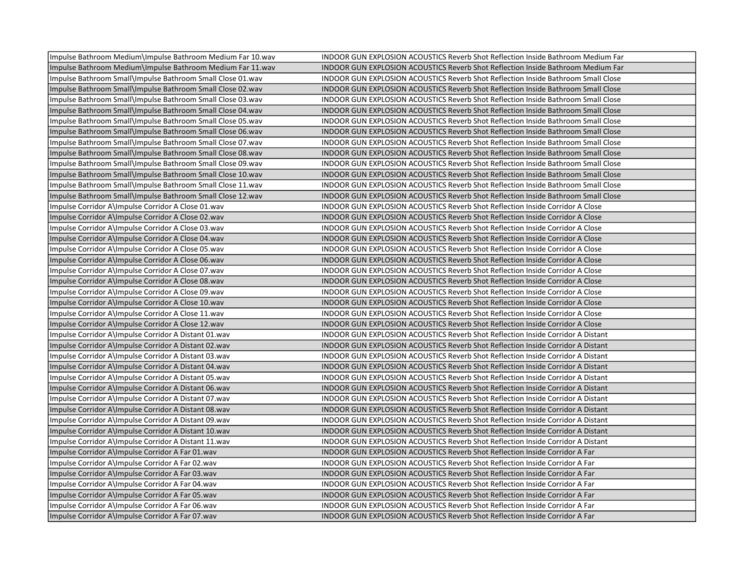| | |
|---|---|
| Impulse Bathroom Medium\Impulse Bathroom Medium Far 10.wav | INDOOR GUN EXPLOSION ACOUSTICS Reverb Shot Reflection Inside Bathroom Medium Far |
| Impulse Bathroom Medium\Impulse Bathroom Medium Far 11.wav | INDOOR GUN EXPLOSION ACOUSTICS Reverb Shot Reflection Inside Bathroom Medium Far |
| Impulse Bathroom Small\Impulse Bathroom Small Close 01.wav | INDOOR GUN EXPLOSION ACOUSTICS Reverb Shot Reflection Inside Bathroom Small Close |
| Impulse Bathroom Small\Impulse Bathroom Small Close 02.wav | INDOOR GUN EXPLOSION ACOUSTICS Reverb Shot Reflection Inside Bathroom Small Close |
| Impulse Bathroom Small\Impulse Bathroom Small Close 03.wav | INDOOR GUN EXPLOSION ACOUSTICS Reverb Shot Reflection Inside Bathroom Small Close |
| Impulse Bathroom Small\Impulse Bathroom Small Close 04.wav | INDOOR GUN EXPLOSION ACOUSTICS Reverb Shot Reflection Inside Bathroom Small Close |
| Impulse Bathroom Small\Impulse Bathroom Small Close 05.wav | INDOOR GUN EXPLOSION ACOUSTICS Reverb Shot Reflection Inside Bathroom Small Close |
| Impulse Bathroom Small\Impulse Bathroom Small Close 06.wav | INDOOR GUN EXPLOSION ACOUSTICS Reverb Shot Reflection Inside Bathroom Small Close |
| Impulse Bathroom Small\Impulse Bathroom Small Close 07.wav | INDOOR GUN EXPLOSION ACOUSTICS Reverb Shot Reflection Inside Bathroom Small Close |
| Impulse Bathroom Small\Impulse Bathroom Small Close 08.wav | INDOOR GUN EXPLOSION ACOUSTICS Reverb Shot Reflection Inside Bathroom Small Close |
| Impulse Bathroom Small\Impulse Bathroom Small Close 09.wav | INDOOR GUN EXPLOSION ACOUSTICS Reverb Shot Reflection Inside Bathroom Small Close |
| Impulse Bathroom Small\Impulse Bathroom Small Close 10.wav | INDOOR GUN EXPLOSION ACOUSTICS Reverb Shot Reflection Inside Bathroom Small Close |
| Impulse Bathroom Small\Impulse Bathroom Small Close 11.wav | INDOOR GUN EXPLOSION ACOUSTICS Reverb Shot Reflection Inside Bathroom Small Close |
| Impulse Bathroom Small\Impulse Bathroom Small Close 12.wav | INDOOR GUN EXPLOSION ACOUSTICS Reverb Shot Reflection Inside Bathroom Small Close |
| Impulse Corridor A\Impulse Corridor A Close 01.wav | INDOOR GUN EXPLOSION ACOUSTICS Reverb Shot Reflection Inside Corridor A Close |
| Impulse Corridor A\Impulse Corridor A Close 02.wav | INDOOR GUN EXPLOSION ACOUSTICS Reverb Shot Reflection Inside Corridor A Close |
| Impulse Corridor A\Impulse Corridor A Close 03.wav | INDOOR GUN EXPLOSION ACOUSTICS Reverb Shot Reflection Inside Corridor A Close |
| Impulse Corridor A\Impulse Corridor A Close 04.wav | INDOOR GUN EXPLOSION ACOUSTICS Reverb Shot Reflection Inside Corridor A Close |
| Impulse Corridor A\Impulse Corridor A Close 05.wav | INDOOR GUN EXPLOSION ACOUSTICS Reverb Shot Reflection Inside Corridor A Close |
| Impulse Corridor A\Impulse Corridor A Close 06.wav | INDOOR GUN EXPLOSION ACOUSTICS Reverb Shot Reflection Inside Corridor A Close |
| Impulse Corridor A\Impulse Corridor A Close 07.wav | INDOOR GUN EXPLOSION ACOUSTICS Reverb Shot Reflection Inside Corridor A Close |
| Impulse Corridor A\Impulse Corridor A Close 08.wav | INDOOR GUN EXPLOSION ACOUSTICS Reverb Shot Reflection Inside Corridor A Close |
| Impulse Corridor A\Impulse Corridor A Close 09.wav | INDOOR GUN EXPLOSION ACOUSTICS Reverb Shot Reflection Inside Corridor A Close |
| Impulse Corridor A\Impulse Corridor A Close 10.wav | INDOOR GUN EXPLOSION ACOUSTICS Reverb Shot Reflection Inside Corridor A Close |
| Impulse Corridor A\Impulse Corridor A Close 11.wav | INDOOR GUN EXPLOSION ACOUSTICS Reverb Shot Reflection Inside Corridor A Close |
| Impulse Corridor A\Impulse Corridor A Close 12.wav | INDOOR GUN EXPLOSION ACOUSTICS Reverb Shot Reflection Inside Corridor A Close |
| Impulse Corridor A\Impulse Corridor A Distant 01.wav | INDOOR GUN EXPLOSION ACOUSTICS Reverb Shot Reflection Inside Corridor A Distant |
| Impulse Corridor A\Impulse Corridor A Distant 02.wav | INDOOR GUN EXPLOSION ACOUSTICS Reverb Shot Reflection Inside Corridor A Distant |
| Impulse Corridor A\Impulse Corridor A Distant 03.wav | INDOOR GUN EXPLOSION ACOUSTICS Reverb Shot Reflection Inside Corridor A Distant |
| Impulse Corridor A\Impulse Corridor A Distant 04.wav | INDOOR GUN EXPLOSION ACOUSTICS Reverb Shot Reflection Inside Corridor A Distant |
| Impulse Corridor A\Impulse Corridor A Distant 05.wav | INDOOR GUN EXPLOSION ACOUSTICS Reverb Shot Reflection Inside Corridor A Distant |
| Impulse Corridor A\Impulse Corridor A Distant 06.wav | INDOOR GUN EXPLOSION ACOUSTICS Reverb Shot Reflection Inside Corridor A Distant |
| Impulse Corridor A\Impulse Corridor A Distant 07.wav | INDOOR GUN EXPLOSION ACOUSTICS Reverb Shot Reflection Inside Corridor A Distant |
| Impulse Corridor A\Impulse Corridor A Distant 08.wav | INDOOR GUN EXPLOSION ACOUSTICS Reverb Shot Reflection Inside Corridor A Distant |
| Impulse Corridor A\Impulse Corridor A Distant 09.wav | INDOOR GUN EXPLOSION ACOUSTICS Reverb Shot Reflection Inside Corridor A Distant |
| Impulse Corridor A\Impulse Corridor A Distant 10.wav | INDOOR GUN EXPLOSION ACOUSTICS Reverb Shot Reflection Inside Corridor A Distant |
| Impulse Corridor A\Impulse Corridor A Distant 11.wav | INDOOR GUN EXPLOSION ACOUSTICS Reverb Shot Reflection Inside Corridor A Distant |
| Impulse Corridor A\Impulse Corridor A Far 01.wav | INDOOR GUN EXPLOSION ACOUSTICS Reverb Shot Reflection Inside Corridor A Far |
| Impulse Corridor A\Impulse Corridor A Far 02.wav | INDOOR GUN EXPLOSION ACOUSTICS Reverb Shot Reflection Inside Corridor A Far |
| Impulse Corridor A\Impulse Corridor A Far 03.wav | INDOOR GUN EXPLOSION ACOUSTICS Reverb Shot Reflection Inside Corridor A Far |
| Impulse Corridor A\Impulse Corridor A Far 04.wav | INDOOR GUN EXPLOSION ACOUSTICS Reverb Shot Reflection Inside Corridor A Far |
| Impulse Corridor A\Impulse Corridor A Far 05.wav | INDOOR GUN EXPLOSION ACOUSTICS Reverb Shot Reflection Inside Corridor A Far |
| Impulse Corridor A\Impulse Corridor A Far 06.wav | INDOOR GUN EXPLOSION ACOUSTICS Reverb Shot Reflection Inside Corridor A Far |
| Impulse Corridor A\Impulse Corridor A Far 07.wav | INDOOR GUN EXPLOSION ACOUSTICS Reverb Shot Reflection Inside Corridor A Far |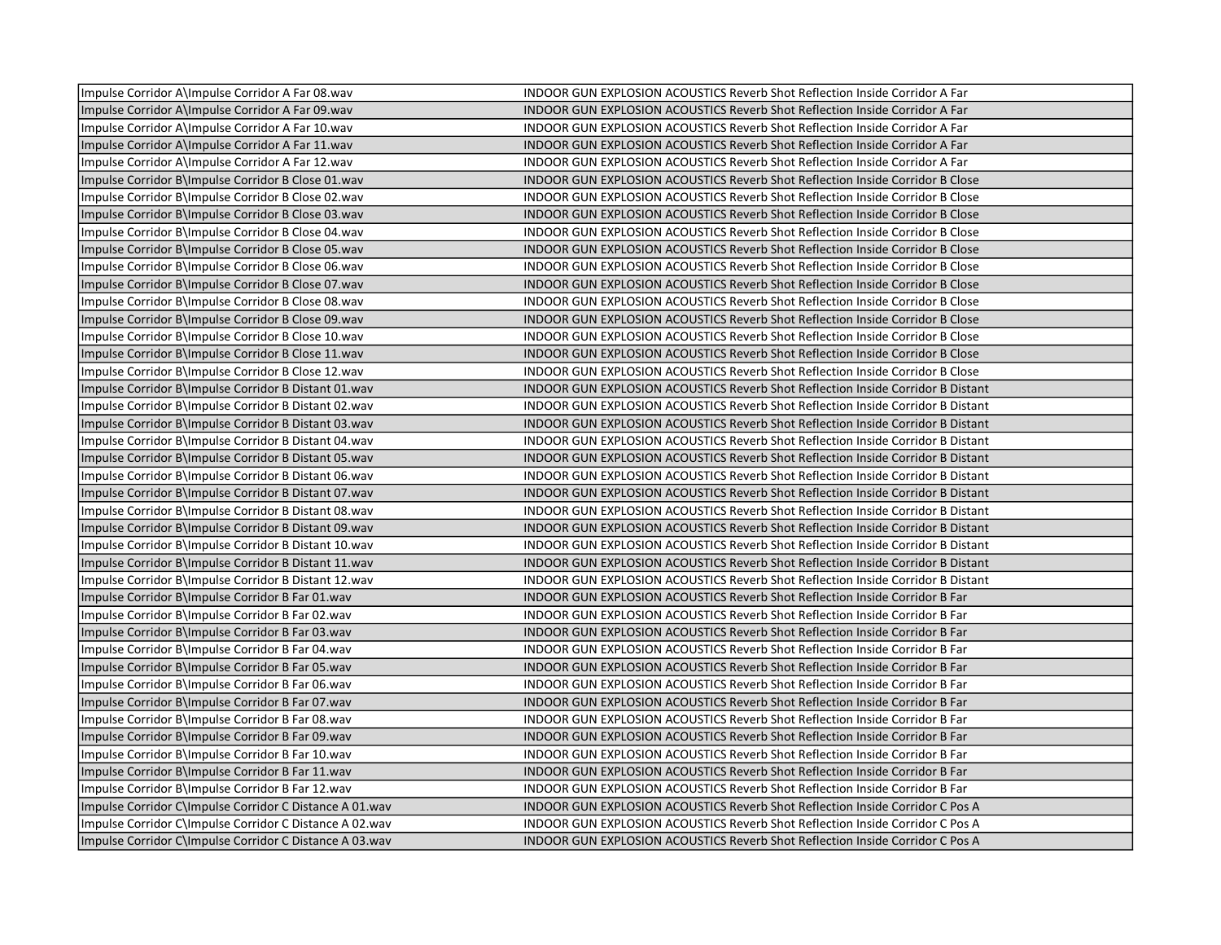| | |
|---|---|
| Impulse Corridor A\Impulse Corridor A Far 08.wav | INDOOR GUN EXPLOSION ACOUSTICS Reverb Shot Reflection Inside Corridor A Far |
| Impulse Corridor A\Impulse Corridor A Far 09.wav | INDOOR GUN EXPLOSION ACOUSTICS Reverb Shot Reflection Inside Corridor A Far |
| Impulse Corridor A\Impulse Corridor A Far 10.wav | INDOOR GUN EXPLOSION ACOUSTICS Reverb Shot Reflection Inside Corridor A Far |
| Impulse Corridor A\Impulse Corridor A Far 11.wav | INDOOR GUN EXPLOSION ACOUSTICS Reverb Shot Reflection Inside Corridor A Far |
| Impulse Corridor A\Impulse Corridor A Far 12.wav | INDOOR GUN EXPLOSION ACOUSTICS Reverb Shot Reflection Inside Corridor A Far |
| Impulse Corridor B\Impulse Corridor B Close 01.wav | INDOOR GUN EXPLOSION ACOUSTICS Reverb Shot Reflection Inside Corridor B Close |
| Impulse Corridor B\Impulse Corridor B Close 02.wav | INDOOR GUN EXPLOSION ACOUSTICS Reverb Shot Reflection Inside Corridor B Close |
| Impulse Corridor B\Impulse Corridor B Close 03.wav | INDOOR GUN EXPLOSION ACOUSTICS Reverb Shot Reflection Inside Corridor B Close |
| Impulse Corridor B\Impulse Corridor B Close 04.wav | INDOOR GUN EXPLOSION ACOUSTICS Reverb Shot Reflection Inside Corridor B Close |
| Impulse Corridor B\Impulse Corridor B Close 05.wav | INDOOR GUN EXPLOSION ACOUSTICS Reverb Shot Reflection Inside Corridor B Close |
| Impulse Corridor B\Impulse Corridor B Close 06.wav | INDOOR GUN EXPLOSION ACOUSTICS Reverb Shot Reflection Inside Corridor B Close |
| Impulse Corridor B\Impulse Corridor B Close 07.wav | INDOOR GUN EXPLOSION ACOUSTICS Reverb Shot Reflection Inside Corridor B Close |
| Impulse Corridor B\Impulse Corridor B Close 08.wav | INDOOR GUN EXPLOSION ACOUSTICS Reverb Shot Reflection Inside Corridor B Close |
| Impulse Corridor B\Impulse Corridor B Close 09.wav | INDOOR GUN EXPLOSION ACOUSTICS Reverb Shot Reflection Inside Corridor B Close |
| Impulse Corridor B\Impulse Corridor B Close 10.wav | INDOOR GUN EXPLOSION ACOUSTICS Reverb Shot Reflection Inside Corridor B Close |
| Impulse Corridor B\Impulse Corridor B Close 11.wav | INDOOR GUN EXPLOSION ACOUSTICS Reverb Shot Reflection Inside Corridor B Close |
| Impulse Corridor B\Impulse Corridor B Close 12.wav | INDOOR GUN EXPLOSION ACOUSTICS Reverb Shot Reflection Inside Corridor B Close |
| Impulse Corridor B\Impulse Corridor B Distant 01.wav | INDOOR GUN EXPLOSION ACOUSTICS Reverb Shot Reflection Inside Corridor B Distant |
| Impulse Corridor B\Impulse Corridor B Distant 02.wav | INDOOR GUN EXPLOSION ACOUSTICS Reverb Shot Reflection Inside Corridor B Distant |
| Impulse Corridor B\Impulse Corridor B Distant 03.wav | INDOOR GUN EXPLOSION ACOUSTICS Reverb Shot Reflection Inside Corridor B Distant |
| Impulse Corridor B\Impulse Corridor B Distant 04.wav | INDOOR GUN EXPLOSION ACOUSTICS Reverb Shot Reflection Inside Corridor B Distant |
| Impulse Corridor B\Impulse Corridor B Distant 05.wav | INDOOR GUN EXPLOSION ACOUSTICS Reverb Shot Reflection Inside Corridor B Distant |
| Impulse Corridor B\Impulse Corridor B Distant 06.wav | INDOOR GUN EXPLOSION ACOUSTICS Reverb Shot Reflection Inside Corridor B Distant |
| Impulse Corridor B\Impulse Corridor B Distant 07.wav | INDOOR GUN EXPLOSION ACOUSTICS Reverb Shot Reflection Inside Corridor B Distant |
| Impulse Corridor B\Impulse Corridor B Distant 08.wav | INDOOR GUN EXPLOSION ACOUSTICS Reverb Shot Reflection Inside Corridor B Distant |
| Impulse Corridor B\Impulse Corridor B Distant 09.wav | INDOOR GUN EXPLOSION ACOUSTICS Reverb Shot Reflection Inside Corridor B Distant |
| Impulse Corridor B\Impulse Corridor B Distant 10.wav | INDOOR GUN EXPLOSION ACOUSTICS Reverb Shot Reflection Inside Corridor B Distant |
| Impulse Corridor B\Impulse Corridor B Distant 11.wav | INDOOR GUN EXPLOSION ACOUSTICS Reverb Shot Reflection Inside Corridor B Distant |
| Impulse Corridor B\Impulse Corridor B Distant 12.wav | INDOOR GUN EXPLOSION ACOUSTICS Reverb Shot Reflection Inside Corridor B Distant |
| Impulse Corridor B\Impulse Corridor B Far 01.wav | INDOOR GUN EXPLOSION ACOUSTICS Reverb Shot Reflection Inside Corridor B Far |
| Impulse Corridor B\Impulse Corridor B Far 02.wav | INDOOR GUN EXPLOSION ACOUSTICS Reverb Shot Reflection Inside Corridor B Far |
| Impulse Corridor B\Impulse Corridor B Far 03.wav | INDOOR GUN EXPLOSION ACOUSTICS Reverb Shot Reflection Inside Corridor B Far |
| Impulse Corridor B\Impulse Corridor B Far 04.wav | INDOOR GUN EXPLOSION ACOUSTICS Reverb Shot Reflection Inside Corridor B Far |
| Impulse Corridor B\Impulse Corridor B Far 05.wav | INDOOR GUN EXPLOSION ACOUSTICS Reverb Shot Reflection Inside Corridor B Far |
| Impulse Corridor B\Impulse Corridor B Far 06.wav | INDOOR GUN EXPLOSION ACOUSTICS Reverb Shot Reflection Inside Corridor B Far |
| Impulse Corridor B\Impulse Corridor B Far 07.wav | INDOOR GUN EXPLOSION ACOUSTICS Reverb Shot Reflection Inside Corridor B Far |
| Impulse Corridor B\Impulse Corridor B Far 08.wav | INDOOR GUN EXPLOSION ACOUSTICS Reverb Shot Reflection Inside Corridor B Far |
| Impulse Corridor B\Impulse Corridor B Far 09.wav | INDOOR GUN EXPLOSION ACOUSTICS Reverb Shot Reflection Inside Corridor B Far |
| Impulse Corridor B\Impulse Corridor B Far 10.wav | INDOOR GUN EXPLOSION ACOUSTICS Reverb Shot Reflection Inside Corridor B Far |
| Impulse Corridor B\Impulse Corridor B Far 11.wav | INDOOR GUN EXPLOSION ACOUSTICS Reverb Shot Reflection Inside Corridor B Far |
| Impulse Corridor B\Impulse Corridor B Far 12.wav | INDOOR GUN EXPLOSION ACOUSTICS Reverb Shot Reflection Inside Corridor B Far |
| Impulse Corridor C\Impulse Corridor C Distance A 01.wav | INDOOR GUN EXPLOSION ACOUSTICS Reverb Shot Reflection Inside Corridor C Pos A |
| Impulse Corridor C\Impulse Corridor C Distance A 02.wav | INDOOR GUN EXPLOSION ACOUSTICS Reverb Shot Reflection Inside Corridor C Pos A |
| Impulse Corridor C\Impulse Corridor C Distance A 03.wav | INDOOR GUN EXPLOSION ACOUSTICS Reverb Shot Reflection Inside Corridor C Pos A |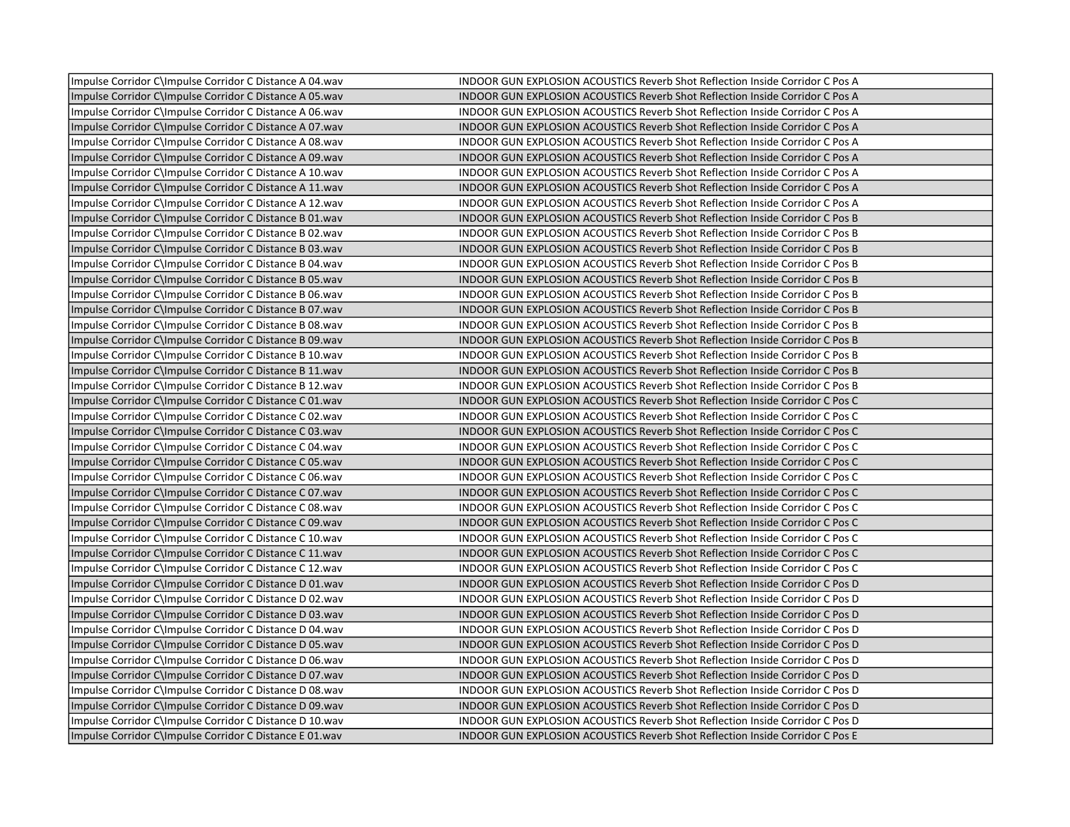| | |
|---|---|
| Impulse Corridor C\Impulse Corridor C Distance A 04.wav | INDOOR GUN EXPLOSION ACOUSTICS Reverb Shot Reflection Inside Corridor C Pos A |
| Impulse Corridor C\Impulse Corridor C Distance A 05.wav | INDOOR GUN EXPLOSION ACOUSTICS Reverb Shot Reflection Inside Corridor C Pos A |
| Impulse Corridor C\Impulse Corridor C Distance A 06.wav | INDOOR GUN EXPLOSION ACOUSTICS Reverb Shot Reflection Inside Corridor C Pos A |
| Impulse Corridor C\Impulse Corridor C Distance A 07.wav | INDOOR GUN EXPLOSION ACOUSTICS Reverb Shot Reflection Inside Corridor C Pos A |
| Impulse Corridor C\Impulse Corridor C Distance A 08.wav | INDOOR GUN EXPLOSION ACOUSTICS Reverb Shot Reflection Inside Corridor C Pos A |
| Impulse Corridor C\Impulse Corridor C Distance A 09.wav | INDOOR GUN EXPLOSION ACOUSTICS Reverb Shot Reflection Inside Corridor C Pos A |
| Impulse Corridor C\Impulse Corridor C Distance A 10.wav | INDOOR GUN EXPLOSION ACOUSTICS Reverb Shot Reflection Inside Corridor C Pos A |
| Impulse Corridor C\Impulse Corridor C Distance A 11.wav | INDOOR GUN EXPLOSION ACOUSTICS Reverb Shot Reflection Inside Corridor C Pos A |
| Impulse Corridor C\Impulse Corridor C Distance A 12.wav | INDOOR GUN EXPLOSION ACOUSTICS Reverb Shot Reflection Inside Corridor C Pos A |
| Impulse Corridor C\Impulse Corridor C Distance B 01.wav | INDOOR GUN EXPLOSION ACOUSTICS Reverb Shot Reflection Inside Corridor C Pos B |
| Impulse Corridor C\Impulse Corridor C Distance B 02.wav | INDOOR GUN EXPLOSION ACOUSTICS Reverb Shot Reflection Inside Corridor C Pos B |
| Impulse Corridor C\Impulse Corridor C Distance B 03.wav | INDOOR GUN EXPLOSION ACOUSTICS Reverb Shot Reflection Inside Corridor C Pos B |
| Impulse Corridor C\Impulse Corridor C Distance B 04.wav | INDOOR GUN EXPLOSION ACOUSTICS Reverb Shot Reflection Inside Corridor C Pos B |
| Impulse Corridor C\Impulse Corridor C Distance B 05.wav | INDOOR GUN EXPLOSION ACOUSTICS Reverb Shot Reflection Inside Corridor C Pos B |
| Impulse Corridor C\Impulse Corridor C Distance B 06.wav | INDOOR GUN EXPLOSION ACOUSTICS Reverb Shot Reflection Inside Corridor C Pos B |
| Impulse Corridor C\Impulse Corridor C Distance B 07.wav | INDOOR GUN EXPLOSION ACOUSTICS Reverb Shot Reflection Inside Corridor C Pos B |
| Impulse Corridor C\Impulse Corridor C Distance B 08.wav | INDOOR GUN EXPLOSION ACOUSTICS Reverb Shot Reflection Inside Corridor C Pos B |
| Impulse Corridor C\Impulse Corridor C Distance B 09.wav | INDOOR GUN EXPLOSION ACOUSTICS Reverb Shot Reflection Inside Corridor C Pos B |
| Impulse Corridor C\Impulse Corridor C Distance B 10.wav | INDOOR GUN EXPLOSION ACOUSTICS Reverb Shot Reflection Inside Corridor C Pos B |
| Impulse Corridor C\Impulse Corridor C Distance B 11.wav | INDOOR GUN EXPLOSION ACOUSTICS Reverb Shot Reflection Inside Corridor C Pos B |
| Impulse Corridor C\Impulse Corridor C Distance B 12.wav | INDOOR GUN EXPLOSION ACOUSTICS Reverb Shot Reflection Inside Corridor C Pos B |
| Impulse Corridor C\Impulse Corridor C Distance C 01.wav | INDOOR GUN EXPLOSION ACOUSTICS Reverb Shot Reflection Inside Corridor C Pos C |
| Impulse Corridor C\Impulse Corridor C Distance C 02.wav | INDOOR GUN EXPLOSION ACOUSTICS Reverb Shot Reflection Inside Corridor C Pos C |
| Impulse Corridor C\Impulse Corridor C Distance C 03.wav | INDOOR GUN EXPLOSION ACOUSTICS Reverb Shot Reflection Inside Corridor C Pos C |
| Impulse Corridor C\Impulse Corridor C Distance C 04.wav | INDOOR GUN EXPLOSION ACOUSTICS Reverb Shot Reflection Inside Corridor C Pos C |
| Impulse Corridor C\Impulse Corridor C Distance C 05.wav | INDOOR GUN EXPLOSION ACOUSTICS Reverb Shot Reflection Inside Corridor C Pos C |
| Impulse Corridor C\Impulse Corridor C Distance C 06.wav | INDOOR GUN EXPLOSION ACOUSTICS Reverb Shot Reflection Inside Corridor C Pos C |
| Impulse Corridor C\Impulse Corridor C Distance C 07.wav | INDOOR GUN EXPLOSION ACOUSTICS Reverb Shot Reflection Inside Corridor C Pos C |
| Impulse Corridor C\Impulse Corridor C Distance C 08.wav | INDOOR GUN EXPLOSION ACOUSTICS Reverb Shot Reflection Inside Corridor C Pos C |
| Impulse Corridor C\Impulse Corridor C Distance C 09.wav | INDOOR GUN EXPLOSION ACOUSTICS Reverb Shot Reflection Inside Corridor C Pos C |
| Impulse Corridor C\Impulse Corridor C Distance C 10.wav | INDOOR GUN EXPLOSION ACOUSTICS Reverb Shot Reflection Inside Corridor C Pos C |
| Impulse Corridor C\Impulse Corridor C Distance C 11.wav | INDOOR GUN EXPLOSION ACOUSTICS Reverb Shot Reflection Inside Corridor C Pos C |
| Impulse Corridor C\Impulse Corridor C Distance C 12.wav | INDOOR GUN EXPLOSION ACOUSTICS Reverb Shot Reflection Inside Corridor C Pos C |
| Impulse Corridor C\Impulse Corridor C Distance D 01.wav | INDOOR GUN EXPLOSION ACOUSTICS Reverb Shot Reflection Inside Corridor C Pos D |
| Impulse Corridor C\Impulse Corridor C Distance D 02.wav | INDOOR GUN EXPLOSION ACOUSTICS Reverb Shot Reflection Inside Corridor C Pos D |
| Impulse Corridor C\Impulse Corridor C Distance D 03.wav | INDOOR GUN EXPLOSION ACOUSTICS Reverb Shot Reflection Inside Corridor C Pos D |
| Impulse Corridor C\Impulse Corridor C Distance D 04.wav | INDOOR GUN EXPLOSION ACOUSTICS Reverb Shot Reflection Inside Corridor C Pos D |
| Impulse Corridor C\Impulse Corridor C Distance D 05.wav | INDOOR GUN EXPLOSION ACOUSTICS Reverb Shot Reflection Inside Corridor C Pos D |
| Impulse Corridor C\Impulse Corridor C Distance D 06.wav | INDOOR GUN EXPLOSION ACOUSTICS Reverb Shot Reflection Inside Corridor C Pos D |
| Impulse Corridor C\Impulse Corridor C Distance D 07.wav | INDOOR GUN EXPLOSION ACOUSTICS Reverb Shot Reflection Inside Corridor C Pos D |
| Impulse Corridor C\Impulse Corridor C Distance D 08.wav | INDOOR GUN EXPLOSION ACOUSTICS Reverb Shot Reflection Inside Corridor C Pos D |
| Impulse Corridor C\Impulse Corridor C Distance D 09.wav | INDOOR GUN EXPLOSION ACOUSTICS Reverb Shot Reflection Inside Corridor C Pos D |
| Impulse Corridor C\Impulse Corridor C Distance D 10.wav | INDOOR GUN EXPLOSION ACOUSTICS Reverb Shot Reflection Inside Corridor C Pos D |
| Impulse Corridor C\Impulse Corridor C Distance E 01.wav | INDOOR GUN EXPLOSION ACOUSTICS Reverb Shot Reflection Inside Corridor C Pos E |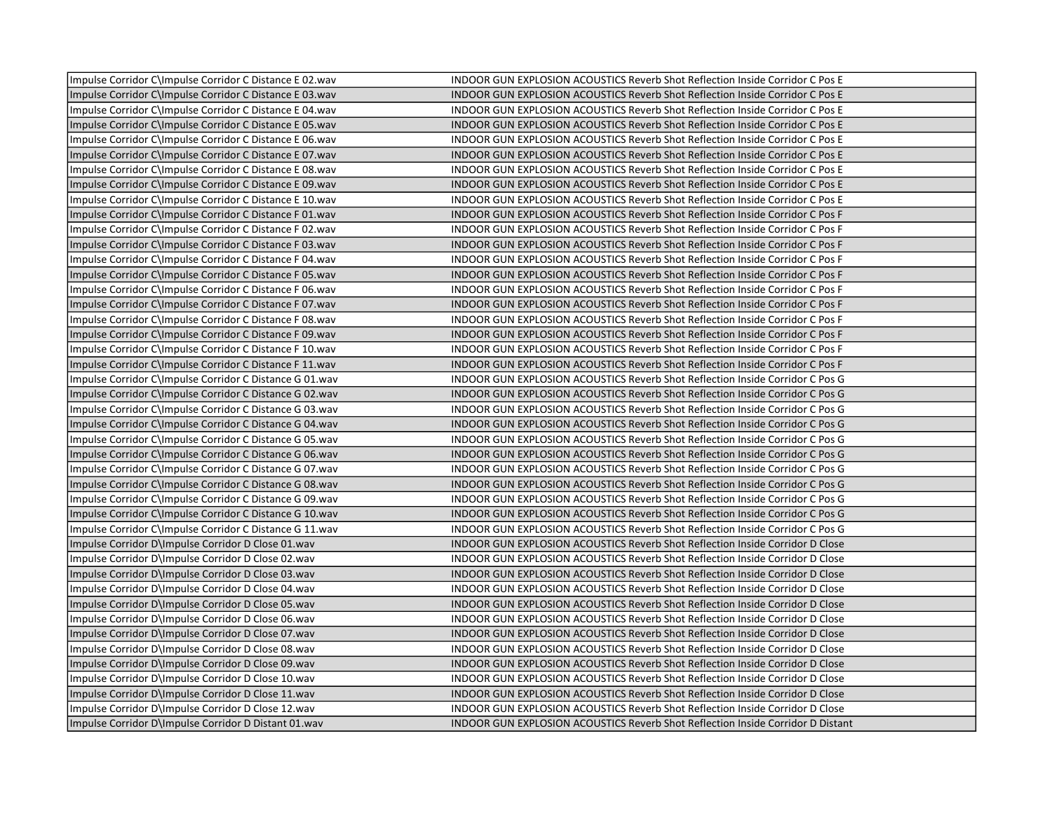| | |
|---|---|
| Impulse Corridor C\Impulse Corridor C Distance E 02.wav | INDOOR GUN EXPLOSION ACOUSTICS Reverb Shot Reflection Inside Corridor C Pos E |
| Impulse Corridor C\Impulse Corridor C Distance E 03.wav | INDOOR GUN EXPLOSION ACOUSTICS Reverb Shot Reflection Inside Corridor C Pos E |
| Impulse Corridor C\Impulse Corridor C Distance E 04.wav | INDOOR GUN EXPLOSION ACOUSTICS Reverb Shot Reflection Inside Corridor C Pos E |
| Impulse Corridor C\Impulse Corridor C Distance E 05.wav | INDOOR GUN EXPLOSION ACOUSTICS Reverb Shot Reflection Inside Corridor C Pos E |
| Impulse Corridor C\Impulse Corridor C Distance E 06.wav | INDOOR GUN EXPLOSION ACOUSTICS Reverb Shot Reflection Inside Corridor C Pos E |
| Impulse Corridor C\Impulse Corridor C Distance E 07.wav | INDOOR GUN EXPLOSION ACOUSTICS Reverb Shot Reflection Inside Corridor C Pos E |
| Impulse Corridor C\Impulse Corridor C Distance E 08.wav | INDOOR GUN EXPLOSION ACOUSTICS Reverb Shot Reflection Inside Corridor C Pos E |
| Impulse Corridor C\Impulse Corridor C Distance E 09.wav | INDOOR GUN EXPLOSION ACOUSTICS Reverb Shot Reflection Inside Corridor C Pos E |
| Impulse Corridor C\Impulse Corridor C Distance E 10.wav | INDOOR GUN EXPLOSION ACOUSTICS Reverb Shot Reflection Inside Corridor C Pos E |
| Impulse Corridor C\Impulse Corridor C Distance F 01.wav | INDOOR GUN EXPLOSION ACOUSTICS Reverb Shot Reflection Inside Corridor C Pos F |
| Impulse Corridor C\Impulse Corridor C Distance F 02.wav | INDOOR GUN EXPLOSION ACOUSTICS Reverb Shot Reflection Inside Corridor C Pos F |
| Impulse Corridor C\Impulse Corridor C Distance F 03.wav | INDOOR GUN EXPLOSION ACOUSTICS Reverb Shot Reflection Inside Corridor C Pos F |
| Impulse Corridor C\Impulse Corridor C Distance F 04.wav | INDOOR GUN EXPLOSION ACOUSTICS Reverb Shot Reflection Inside Corridor C Pos F |
| Impulse Corridor C\Impulse Corridor C Distance F 05.wav | INDOOR GUN EXPLOSION ACOUSTICS Reverb Shot Reflection Inside Corridor C Pos F |
| Impulse Corridor C\Impulse Corridor C Distance F 06.wav | INDOOR GUN EXPLOSION ACOUSTICS Reverb Shot Reflection Inside Corridor C Pos F |
| Impulse Corridor C\Impulse Corridor C Distance F 07.wav | INDOOR GUN EXPLOSION ACOUSTICS Reverb Shot Reflection Inside Corridor C Pos F |
| Impulse Corridor C\Impulse Corridor C Distance F 08.wav | INDOOR GUN EXPLOSION ACOUSTICS Reverb Shot Reflection Inside Corridor C Pos F |
| Impulse Corridor C\Impulse Corridor C Distance F 09.wav | INDOOR GUN EXPLOSION ACOUSTICS Reverb Shot Reflection Inside Corridor C Pos F |
| Impulse Corridor C\Impulse Corridor C Distance F 10.wav | INDOOR GUN EXPLOSION ACOUSTICS Reverb Shot Reflection Inside Corridor C Pos F |
| Impulse Corridor C\Impulse Corridor C Distance F 11.wav | INDOOR GUN EXPLOSION ACOUSTICS Reverb Shot Reflection Inside Corridor C Pos F |
| Impulse Corridor C\Impulse Corridor C Distance G 01.wav | INDOOR GUN EXPLOSION ACOUSTICS Reverb Shot Reflection Inside Corridor C Pos G |
| Impulse Corridor C\Impulse Corridor C Distance G 02.wav | INDOOR GUN EXPLOSION ACOUSTICS Reverb Shot Reflection Inside Corridor C Pos G |
| Impulse Corridor C\Impulse Corridor C Distance G 03.wav | INDOOR GUN EXPLOSION ACOUSTICS Reverb Shot Reflection Inside Corridor C Pos G |
| Impulse Corridor C\Impulse Corridor C Distance G 04.wav | INDOOR GUN EXPLOSION ACOUSTICS Reverb Shot Reflection Inside Corridor C Pos G |
| Impulse Corridor C\Impulse Corridor C Distance G 05.wav | INDOOR GUN EXPLOSION ACOUSTICS Reverb Shot Reflection Inside Corridor C Pos G |
| Impulse Corridor C\Impulse Corridor C Distance G 06.wav | INDOOR GUN EXPLOSION ACOUSTICS Reverb Shot Reflection Inside Corridor C Pos G |
| Impulse Corridor C\Impulse Corridor C Distance G 07.wav | INDOOR GUN EXPLOSION ACOUSTICS Reverb Shot Reflection Inside Corridor C Pos G |
| Impulse Corridor C\Impulse Corridor C Distance G 08.wav | INDOOR GUN EXPLOSION ACOUSTICS Reverb Shot Reflection Inside Corridor C Pos G |
| Impulse Corridor C\Impulse Corridor C Distance G 09.wav | INDOOR GUN EXPLOSION ACOUSTICS Reverb Shot Reflection Inside Corridor C Pos G |
| Impulse Corridor C\Impulse Corridor C Distance G 10.wav | INDOOR GUN EXPLOSION ACOUSTICS Reverb Shot Reflection Inside Corridor C Pos G |
| Impulse Corridor C\Impulse Corridor C Distance G 11.wav | INDOOR GUN EXPLOSION ACOUSTICS Reverb Shot Reflection Inside Corridor C Pos G |
| Impulse Corridor D\Impulse Corridor D Close 01.wav | INDOOR GUN EXPLOSION ACOUSTICS Reverb Shot Reflection Inside Corridor D Close |
| Impulse Corridor D\Impulse Corridor D Close 02.wav | INDOOR GUN EXPLOSION ACOUSTICS Reverb Shot Reflection Inside Corridor D Close |
| Impulse Corridor D\Impulse Corridor D Close 03.wav | INDOOR GUN EXPLOSION ACOUSTICS Reverb Shot Reflection Inside Corridor D Close |
| Impulse Corridor D\Impulse Corridor D Close 04.wav | INDOOR GUN EXPLOSION ACOUSTICS Reverb Shot Reflection Inside Corridor D Close |
| Impulse Corridor D\Impulse Corridor D Close 05.wav | INDOOR GUN EXPLOSION ACOUSTICS Reverb Shot Reflection Inside Corridor D Close |
| Impulse Corridor D\Impulse Corridor D Close 06.wav | INDOOR GUN EXPLOSION ACOUSTICS Reverb Shot Reflection Inside Corridor D Close |
| Impulse Corridor D\Impulse Corridor D Close 07.wav | INDOOR GUN EXPLOSION ACOUSTICS Reverb Shot Reflection Inside Corridor D Close |
| Impulse Corridor D\Impulse Corridor D Close 08.wav | INDOOR GUN EXPLOSION ACOUSTICS Reverb Shot Reflection Inside Corridor D Close |
| Impulse Corridor D\Impulse Corridor D Close 09.wav | INDOOR GUN EXPLOSION ACOUSTICS Reverb Shot Reflection Inside Corridor D Close |
| Impulse Corridor D\Impulse Corridor D Close 10.wav | INDOOR GUN EXPLOSION ACOUSTICS Reverb Shot Reflection Inside Corridor D Close |
| Impulse Corridor D\Impulse Corridor D Close 11.wav | INDOOR GUN EXPLOSION ACOUSTICS Reverb Shot Reflection Inside Corridor D Close |
| Impulse Corridor D\Impulse Corridor D Close 12.wav | INDOOR GUN EXPLOSION ACOUSTICS Reverb Shot Reflection Inside Corridor D Close |
| Impulse Corridor D\Impulse Corridor D Distant 01.wav | INDOOR GUN EXPLOSION ACOUSTICS Reverb Shot Reflection Inside Corridor D Distant |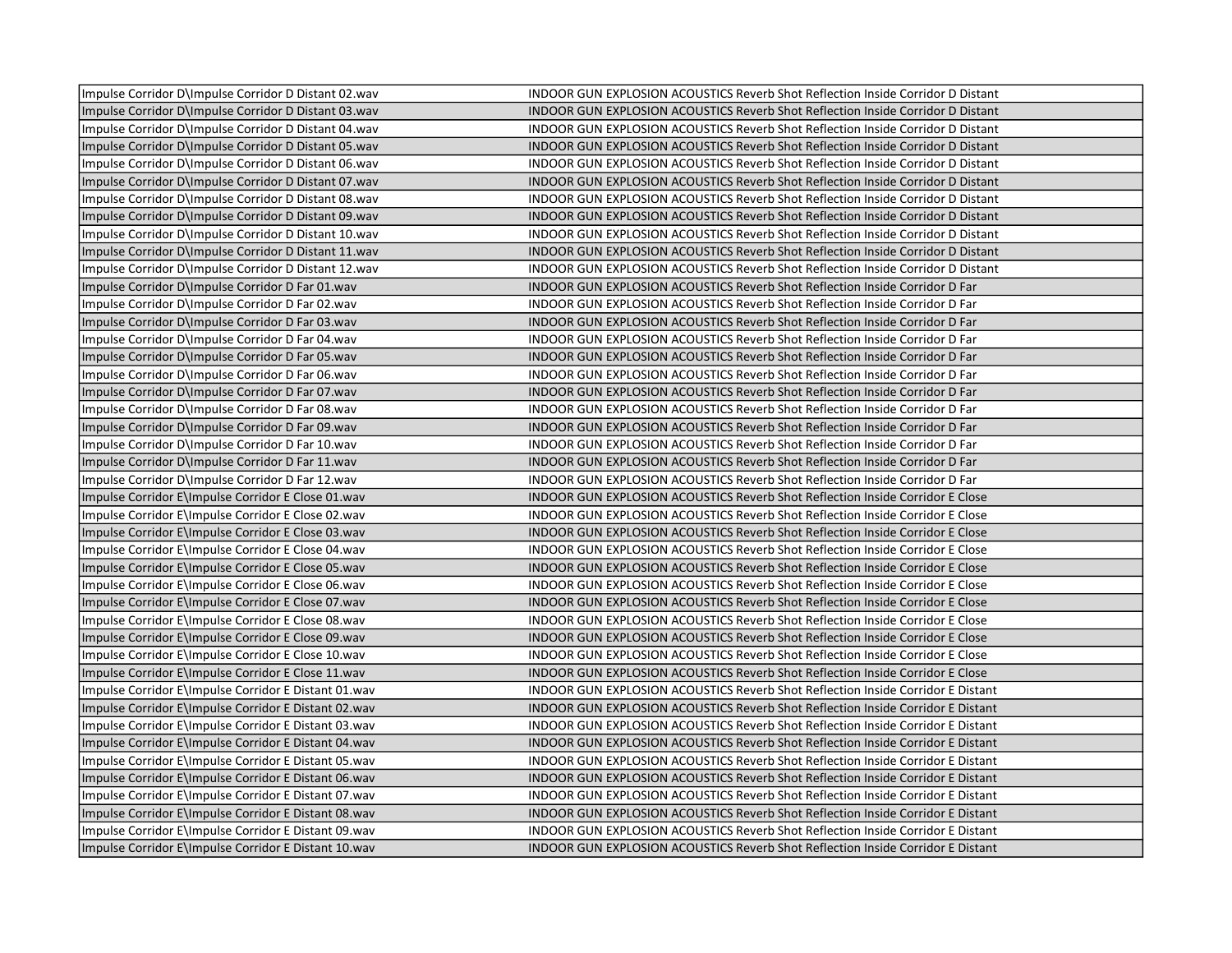| Impulse Corridor D\Impulse Corridor D Distant 02.wav | INDOOR GUN EXPLOSION ACOUSTICS Reverb Shot Reflection Inside Corridor D Distant |
|---|---|
| Impulse Corridor D\Impulse Corridor D Distant 03.wav | INDOOR GUN EXPLOSION ACOUSTICS Reverb Shot Reflection Inside Corridor D Distant |
| Impulse Corridor D\Impulse Corridor D Distant 04.wav | INDOOR GUN EXPLOSION ACOUSTICS Reverb Shot Reflection Inside Corridor D Distant |
| Impulse Corridor D\Impulse Corridor D Distant 05.wav | INDOOR GUN EXPLOSION ACOUSTICS Reverb Shot Reflection Inside Corridor D Distant |
| Impulse Corridor D\Impulse Corridor D Distant 06.wav | INDOOR GUN EXPLOSION ACOUSTICS Reverb Shot Reflection Inside Corridor D Distant |
| Impulse Corridor D\Impulse Corridor D Distant 07.wav | INDOOR GUN EXPLOSION ACOUSTICS Reverb Shot Reflection Inside Corridor D Distant |
| Impulse Corridor D\Impulse Corridor D Distant 08.wav | INDOOR GUN EXPLOSION ACOUSTICS Reverb Shot Reflection Inside Corridor D Distant |
| Impulse Corridor D\Impulse Corridor D Distant 09.wav | INDOOR GUN EXPLOSION ACOUSTICS Reverb Shot Reflection Inside Corridor D Distant |
| Impulse Corridor D\Impulse Corridor D Distant 10.wav | INDOOR GUN EXPLOSION ACOUSTICS Reverb Shot Reflection Inside Corridor D Distant |
| Impulse Corridor D\Impulse Corridor D Distant 11.wav | INDOOR GUN EXPLOSION ACOUSTICS Reverb Shot Reflection Inside Corridor D Distant |
| Impulse Corridor D\Impulse Corridor D Distant 12.wav | INDOOR GUN EXPLOSION ACOUSTICS Reverb Shot Reflection Inside Corridor D Distant |
| Impulse Corridor D\Impulse Corridor D Far 01.wav | INDOOR GUN EXPLOSION ACOUSTICS Reverb Shot Reflection Inside Corridor D Far |
| Impulse Corridor D\Impulse Corridor D Far 02.wav | INDOOR GUN EXPLOSION ACOUSTICS Reverb Shot Reflection Inside Corridor D Far |
| Impulse Corridor D\Impulse Corridor D Far 03.wav | INDOOR GUN EXPLOSION ACOUSTICS Reverb Shot Reflection Inside Corridor D Far |
| Impulse Corridor D\Impulse Corridor D Far 04.wav | INDOOR GUN EXPLOSION ACOUSTICS Reverb Shot Reflection Inside Corridor D Far |
| Impulse Corridor D\Impulse Corridor D Far 05.wav | INDOOR GUN EXPLOSION ACOUSTICS Reverb Shot Reflection Inside Corridor D Far |
| Impulse Corridor D\Impulse Corridor D Far 06.wav | INDOOR GUN EXPLOSION ACOUSTICS Reverb Shot Reflection Inside Corridor D Far |
| Impulse Corridor D\Impulse Corridor D Far 07.wav | INDOOR GUN EXPLOSION ACOUSTICS Reverb Shot Reflection Inside Corridor D Far |
| Impulse Corridor D\Impulse Corridor D Far 08.wav | INDOOR GUN EXPLOSION ACOUSTICS Reverb Shot Reflection Inside Corridor D Far |
| Impulse Corridor D\Impulse Corridor D Far 09.wav | INDOOR GUN EXPLOSION ACOUSTICS Reverb Shot Reflection Inside Corridor D Far |
| Impulse Corridor D\Impulse Corridor D Far 10.wav | INDOOR GUN EXPLOSION ACOUSTICS Reverb Shot Reflection Inside Corridor D Far |
| Impulse Corridor D\Impulse Corridor D Far 11.wav | INDOOR GUN EXPLOSION ACOUSTICS Reverb Shot Reflection Inside Corridor D Far |
| Impulse Corridor D\Impulse Corridor D Far 12.wav | INDOOR GUN EXPLOSION ACOUSTICS Reverb Shot Reflection Inside Corridor D Far |
| Impulse Corridor E\Impulse Corridor E Close 01.wav | INDOOR GUN EXPLOSION ACOUSTICS Reverb Shot Reflection Inside Corridor E Close |
| Impulse Corridor E\Impulse Corridor E Close 02.wav | INDOOR GUN EXPLOSION ACOUSTICS Reverb Shot Reflection Inside Corridor E Close |
| Impulse Corridor E\Impulse Corridor E Close 03.wav | INDOOR GUN EXPLOSION ACOUSTICS Reverb Shot Reflection Inside Corridor E Close |
| Impulse Corridor E\Impulse Corridor E Close 04.wav | INDOOR GUN EXPLOSION ACOUSTICS Reverb Shot Reflection Inside Corridor E Close |
| Impulse Corridor E\Impulse Corridor E Close 05.wav | INDOOR GUN EXPLOSION ACOUSTICS Reverb Shot Reflection Inside Corridor E Close |
| Impulse Corridor E\Impulse Corridor E Close 06.wav | INDOOR GUN EXPLOSION ACOUSTICS Reverb Shot Reflection Inside Corridor E Close |
| Impulse Corridor E\Impulse Corridor E Close 07.wav | INDOOR GUN EXPLOSION ACOUSTICS Reverb Shot Reflection Inside Corridor E Close |
| Impulse Corridor E\Impulse Corridor E Close 08.wav | INDOOR GUN EXPLOSION ACOUSTICS Reverb Shot Reflection Inside Corridor E Close |
| Impulse Corridor E\Impulse Corridor E Close 09.wav | INDOOR GUN EXPLOSION ACOUSTICS Reverb Shot Reflection Inside Corridor E Close |
| Impulse Corridor E\Impulse Corridor E Close 10.wav | INDOOR GUN EXPLOSION ACOUSTICS Reverb Shot Reflection Inside Corridor E Close |
| Impulse Corridor E\Impulse Corridor E Close 11.wav | INDOOR GUN EXPLOSION ACOUSTICS Reverb Shot Reflection Inside Corridor E Close |
| Impulse Corridor E\Impulse Corridor E Distant 01.wav | INDOOR GUN EXPLOSION ACOUSTICS Reverb Shot Reflection Inside Corridor E Distant |
| Impulse Corridor E\Impulse Corridor E Distant 02.wav | INDOOR GUN EXPLOSION ACOUSTICS Reverb Shot Reflection Inside Corridor E Distant |
| Impulse Corridor E\Impulse Corridor E Distant 03.wav | INDOOR GUN EXPLOSION ACOUSTICS Reverb Shot Reflection Inside Corridor E Distant |
| Impulse Corridor E\Impulse Corridor E Distant 04.wav | INDOOR GUN EXPLOSION ACOUSTICS Reverb Shot Reflection Inside Corridor E Distant |
| Impulse Corridor E\Impulse Corridor E Distant 05.wav | INDOOR GUN EXPLOSION ACOUSTICS Reverb Shot Reflection Inside Corridor E Distant |
| Impulse Corridor E\Impulse Corridor E Distant 06.wav | INDOOR GUN EXPLOSION ACOUSTICS Reverb Shot Reflection Inside Corridor E Distant |
| Impulse Corridor E\Impulse Corridor E Distant 07.wav | INDOOR GUN EXPLOSION ACOUSTICS Reverb Shot Reflection Inside Corridor E Distant |
| Impulse Corridor E\Impulse Corridor E Distant 08.wav | INDOOR GUN EXPLOSION ACOUSTICS Reverb Shot Reflection Inside Corridor E Distant |
| Impulse Corridor E\Impulse Corridor E Distant 09.wav | INDOOR GUN EXPLOSION ACOUSTICS Reverb Shot Reflection Inside Corridor E Distant |
| Impulse Corridor E\Impulse Corridor E Distant 10.wav | INDOOR GUN EXPLOSION ACOUSTICS Reverb Shot Reflection Inside Corridor E Distant |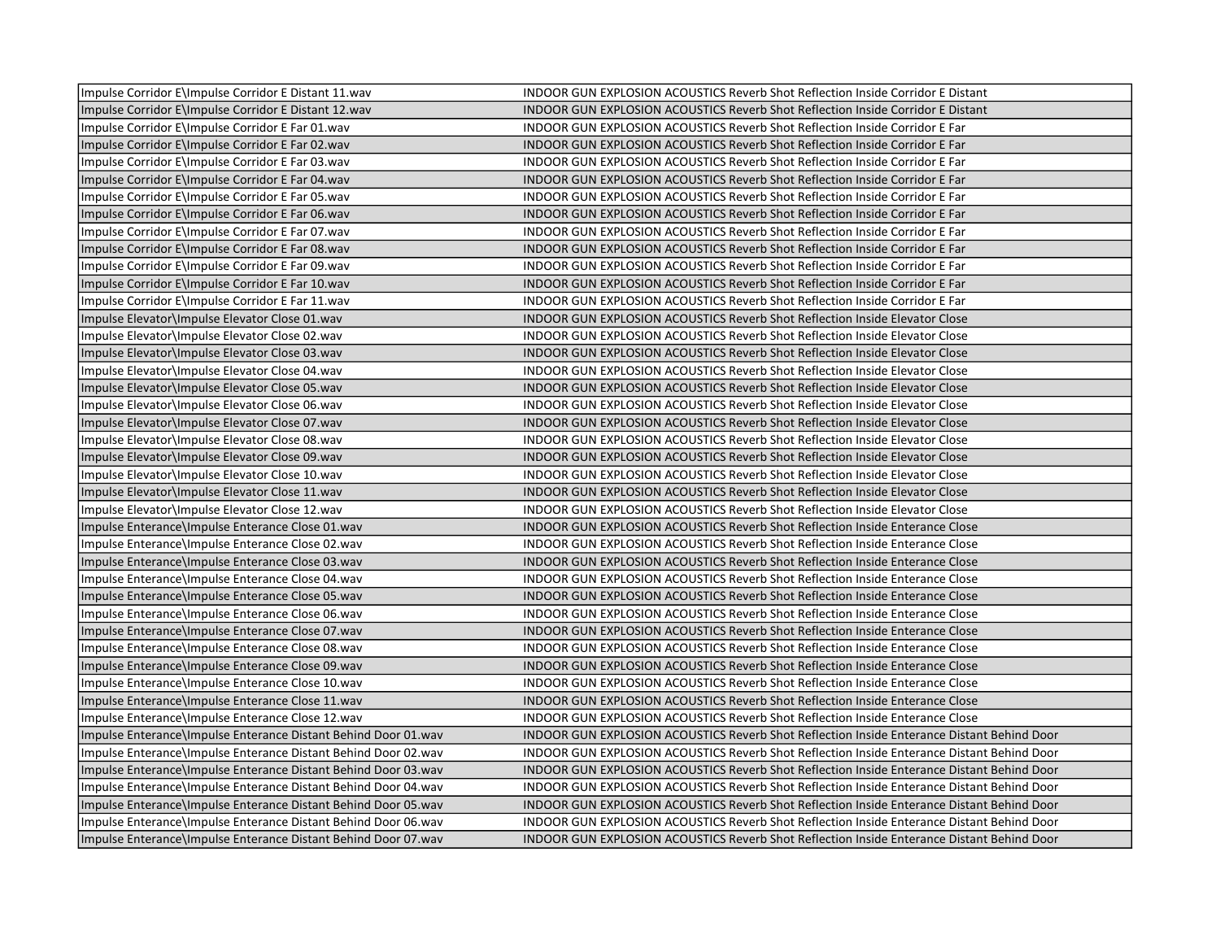| | |
|---|---|
| Impulse Corridor E\Impulse Corridor E Distant 11.wav | INDOOR GUN EXPLOSION ACOUSTICS Reverb Shot Reflection Inside Corridor E Distant |
| Impulse Corridor E\Impulse Corridor E Distant 12.wav | INDOOR GUN EXPLOSION ACOUSTICS Reverb Shot Reflection Inside Corridor E Distant |
| Impulse Corridor E\Impulse Corridor E Far 01.wav | INDOOR GUN EXPLOSION ACOUSTICS Reverb Shot Reflection Inside Corridor E Far |
| Impulse Corridor E\Impulse Corridor E Far 02.wav | INDOOR GUN EXPLOSION ACOUSTICS Reverb Shot Reflection Inside Corridor E Far |
| Impulse Corridor E\Impulse Corridor E Far 03.wav | INDOOR GUN EXPLOSION ACOUSTICS Reverb Shot Reflection Inside Corridor E Far |
| Impulse Corridor E\Impulse Corridor E Far 04.wav | INDOOR GUN EXPLOSION ACOUSTICS Reverb Shot Reflection Inside Corridor E Far |
| Impulse Corridor E\Impulse Corridor E Far 05.wav | INDOOR GUN EXPLOSION ACOUSTICS Reverb Shot Reflection Inside Corridor E Far |
| Impulse Corridor E\Impulse Corridor E Far 06.wav | INDOOR GUN EXPLOSION ACOUSTICS Reverb Shot Reflection Inside Corridor E Far |
| Impulse Corridor E\Impulse Corridor E Far 07.wav | INDOOR GUN EXPLOSION ACOUSTICS Reverb Shot Reflection Inside Corridor E Far |
| Impulse Corridor E\Impulse Corridor E Far 08.wav | INDOOR GUN EXPLOSION ACOUSTICS Reverb Shot Reflection Inside Corridor E Far |
| Impulse Corridor E\Impulse Corridor E Far 09.wav | INDOOR GUN EXPLOSION ACOUSTICS Reverb Shot Reflection Inside Corridor E Far |
| Impulse Corridor E\Impulse Corridor E Far 10.wav | INDOOR GUN EXPLOSION ACOUSTICS Reverb Shot Reflection Inside Corridor E Far |
| Impulse Corridor E\Impulse Corridor E Far 11.wav | INDOOR GUN EXPLOSION ACOUSTICS Reverb Shot Reflection Inside Corridor E Far |
| Impulse Elevator\Impulse Elevator Close 01.wav | INDOOR GUN EXPLOSION ACOUSTICS Reverb Shot Reflection Inside Elevator Close |
| Impulse Elevator\Impulse Elevator Close 02.wav | INDOOR GUN EXPLOSION ACOUSTICS Reverb Shot Reflection Inside Elevator Close |
| Impulse Elevator\Impulse Elevator Close 03.wav | INDOOR GUN EXPLOSION ACOUSTICS Reverb Shot Reflection Inside Elevator Close |
| Impulse Elevator\Impulse Elevator Close 04.wav | INDOOR GUN EXPLOSION ACOUSTICS Reverb Shot Reflection Inside Elevator Close |
| Impulse Elevator\Impulse Elevator Close 05.wav | INDOOR GUN EXPLOSION ACOUSTICS Reverb Shot Reflection Inside Elevator Close |
| Impulse Elevator\Impulse Elevator Close 06.wav | INDOOR GUN EXPLOSION ACOUSTICS Reverb Shot Reflection Inside Elevator Close |
| Impulse Elevator\Impulse Elevator Close 07.wav | INDOOR GUN EXPLOSION ACOUSTICS Reverb Shot Reflection Inside Elevator Close |
| Impulse Elevator\Impulse Elevator Close 08.wav | INDOOR GUN EXPLOSION ACOUSTICS Reverb Shot Reflection Inside Elevator Close |
| Impulse Elevator\Impulse Elevator Close 09.wav | INDOOR GUN EXPLOSION ACOUSTICS Reverb Shot Reflection Inside Elevator Close |
| Impulse Elevator\Impulse Elevator Close 10.wav | INDOOR GUN EXPLOSION ACOUSTICS Reverb Shot Reflection Inside Elevator Close |
| Impulse Elevator\Impulse Elevator Close 11.wav | INDOOR GUN EXPLOSION ACOUSTICS Reverb Shot Reflection Inside Elevator Close |
| Impulse Elevator\Impulse Elevator Close 12.wav | INDOOR GUN EXPLOSION ACOUSTICS Reverb Shot Reflection Inside Elevator Close |
| Impulse Enterance\Impulse Enterance Close 01.wav | INDOOR GUN EXPLOSION ACOUSTICS Reverb Shot Reflection Inside Enterance Close |
| Impulse Enterance\Impulse Enterance Close 02.wav | INDOOR GUN EXPLOSION ACOUSTICS Reverb Shot Reflection Inside Enterance Close |
| Impulse Enterance\Impulse Enterance Close 03.wav | INDOOR GUN EXPLOSION ACOUSTICS Reverb Shot Reflection Inside Enterance Close |
| Impulse Enterance\Impulse Enterance Close 04.wav | INDOOR GUN EXPLOSION ACOUSTICS Reverb Shot Reflection Inside Enterance Close |
| Impulse Enterance\Impulse Enterance Close 05.wav | INDOOR GUN EXPLOSION ACOUSTICS Reverb Shot Reflection Inside Enterance Close |
| Impulse Enterance\Impulse Enterance Close 06.wav | INDOOR GUN EXPLOSION ACOUSTICS Reverb Shot Reflection Inside Enterance Close |
| Impulse Enterance\Impulse Enterance Close 07.wav | INDOOR GUN EXPLOSION ACOUSTICS Reverb Shot Reflection Inside Enterance Close |
| Impulse Enterance\Impulse Enterance Close 08.wav | INDOOR GUN EXPLOSION ACOUSTICS Reverb Shot Reflection Inside Enterance Close |
| Impulse Enterance\Impulse Enterance Close 09.wav | INDOOR GUN EXPLOSION ACOUSTICS Reverb Shot Reflection Inside Enterance Close |
| Impulse Enterance\Impulse Enterance Close 10.wav | INDOOR GUN EXPLOSION ACOUSTICS Reverb Shot Reflection Inside Enterance Close |
| Impulse Enterance\Impulse Enterance Close 11.wav | INDOOR GUN EXPLOSION ACOUSTICS Reverb Shot Reflection Inside Enterance Close |
| Impulse Enterance\Impulse Enterance Close 12.wav | INDOOR GUN EXPLOSION ACOUSTICS Reverb Shot Reflection Inside Enterance Close |
| Impulse Enterance\Impulse Enterance Distant Behind Door 01.wav | INDOOR GUN EXPLOSION ACOUSTICS Reverb Shot Reflection Inside Enterance Distant Behind Door |
| Impulse Enterance\Impulse Enterance Distant Behind Door 02.wav | INDOOR GUN EXPLOSION ACOUSTICS Reverb Shot Reflection Inside Enterance Distant Behind Door |
| Impulse Enterance\Impulse Enterance Distant Behind Door 03.wav | INDOOR GUN EXPLOSION ACOUSTICS Reverb Shot Reflection Inside Enterance Distant Behind Door |
| Impulse Enterance\Impulse Enterance Distant Behind Door 04.wav | INDOOR GUN EXPLOSION ACOUSTICS Reverb Shot Reflection Inside Enterance Distant Behind Door |
| Impulse Enterance\Impulse Enterance Distant Behind Door 05.wav | INDOOR GUN EXPLOSION ACOUSTICS Reverb Shot Reflection Inside Enterance Distant Behind Door |
| Impulse Enterance\Impulse Enterance Distant Behind Door 06.wav | INDOOR GUN EXPLOSION ACOUSTICS Reverb Shot Reflection Inside Enterance Distant Behind Door |
| Impulse Enterance\Impulse Enterance Distant Behind Door 07.wav | INDOOR GUN EXPLOSION ACOUSTICS Reverb Shot Reflection Inside Enterance Distant Behind Door |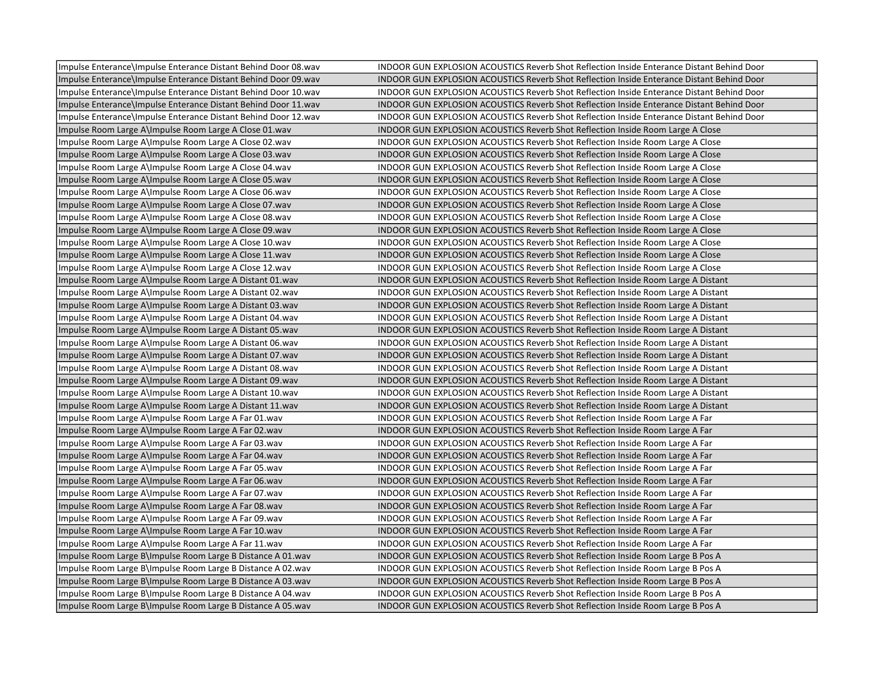| | |
|---|---|
| Impulse Enterance\Impulse Enterance Distant Behind Door 08.wav | INDOOR GUN EXPLOSION ACOUSTICS Reverb Shot Reflection Inside Enterance Distant Behind Door |
| Impulse Enterance\Impulse Enterance Distant Behind Door 09.wav | INDOOR GUN EXPLOSION ACOUSTICS Reverb Shot Reflection Inside Enterance Distant Behind Door |
| Impulse Enterance\Impulse Enterance Distant Behind Door 10.wav | INDOOR GUN EXPLOSION ACOUSTICS Reverb Shot Reflection Inside Enterance Distant Behind Door |
| Impulse Enterance\Impulse Enterance Distant Behind Door 11.wav | INDOOR GUN EXPLOSION ACOUSTICS Reverb Shot Reflection Inside Enterance Distant Behind Door |
| Impulse Enterance\Impulse Enterance Distant Behind Door 12.wav | INDOOR GUN EXPLOSION ACOUSTICS Reverb Shot Reflection Inside Enterance Distant Behind Door |
| Impulse Room Large A\Impulse Room Large A Close 01.wav | INDOOR GUN EXPLOSION ACOUSTICS Reverb Shot Reflection Inside Room Large A Close |
| Impulse Room Large A\Impulse Room Large A Close 02.wav | INDOOR GUN EXPLOSION ACOUSTICS Reverb Shot Reflection Inside Room Large A Close |
| Impulse Room Large A\Impulse Room Large A Close 03.wav | INDOOR GUN EXPLOSION ACOUSTICS Reverb Shot Reflection Inside Room Large A Close |
| Impulse Room Large A\Impulse Room Large A Close 04.wav | INDOOR GUN EXPLOSION ACOUSTICS Reverb Shot Reflection Inside Room Large A Close |
| Impulse Room Large A\Impulse Room Large A Close 05.wav | INDOOR GUN EXPLOSION ACOUSTICS Reverb Shot Reflection Inside Room Large A Close |
| Impulse Room Large A\Impulse Room Large A Close 06.wav | INDOOR GUN EXPLOSION ACOUSTICS Reverb Shot Reflection Inside Room Large A Close |
| Impulse Room Large A\Impulse Room Large A Close 07.wav | INDOOR GUN EXPLOSION ACOUSTICS Reverb Shot Reflection Inside Room Large A Close |
| Impulse Room Large A\Impulse Room Large A Close 08.wav | INDOOR GUN EXPLOSION ACOUSTICS Reverb Shot Reflection Inside Room Large A Close |
| Impulse Room Large A\Impulse Room Large A Close 09.wav | INDOOR GUN EXPLOSION ACOUSTICS Reverb Shot Reflection Inside Room Large A Close |
| Impulse Room Large A\Impulse Room Large A Close 10.wav | INDOOR GUN EXPLOSION ACOUSTICS Reverb Shot Reflection Inside Room Large A Close |
| Impulse Room Large A\Impulse Room Large A Close 11.wav | INDOOR GUN EXPLOSION ACOUSTICS Reverb Shot Reflection Inside Room Large A Close |
| Impulse Room Large A\Impulse Room Large A Close 12.wav | INDOOR GUN EXPLOSION ACOUSTICS Reverb Shot Reflection Inside Room Large A Close |
| Impulse Room Large A\Impulse Room Large A Distant 01.wav | INDOOR GUN EXPLOSION ACOUSTICS Reverb Shot Reflection Inside Room Large A Distant |
| Impulse Room Large A\Impulse Room Large A Distant 02.wav | INDOOR GUN EXPLOSION ACOUSTICS Reverb Shot Reflection Inside Room Large A Distant |
| Impulse Room Large A\Impulse Room Large A Distant 03.wav | INDOOR GUN EXPLOSION ACOUSTICS Reverb Shot Reflection Inside Room Large A Distant |
| Impulse Room Large A\Impulse Room Large A Distant 04.wav | INDOOR GUN EXPLOSION ACOUSTICS Reverb Shot Reflection Inside Room Large A Distant |
| Impulse Room Large A\Impulse Room Large A Distant 05.wav | INDOOR GUN EXPLOSION ACOUSTICS Reverb Shot Reflection Inside Room Large A Distant |
| Impulse Room Large A\Impulse Room Large A Distant 06.wav | INDOOR GUN EXPLOSION ACOUSTICS Reverb Shot Reflection Inside Room Large A Distant |
| Impulse Room Large A\Impulse Room Large A Distant 07.wav | INDOOR GUN EXPLOSION ACOUSTICS Reverb Shot Reflection Inside Room Large A Distant |
| Impulse Room Large A\Impulse Room Large A Distant 08.wav | INDOOR GUN EXPLOSION ACOUSTICS Reverb Shot Reflection Inside Room Large A Distant |
| Impulse Room Large A\Impulse Room Large A Distant 09.wav | INDOOR GUN EXPLOSION ACOUSTICS Reverb Shot Reflection Inside Room Large A Distant |
| Impulse Room Large A\Impulse Room Large A Distant 10.wav | INDOOR GUN EXPLOSION ACOUSTICS Reverb Shot Reflection Inside Room Large A Distant |
| Impulse Room Large A\Impulse Room Large A Distant 11.wav | INDOOR GUN EXPLOSION ACOUSTICS Reverb Shot Reflection Inside Room Large A Distant |
| Impulse Room Large A\Impulse Room Large A Far 01.wav | INDOOR GUN EXPLOSION ACOUSTICS Reverb Shot Reflection Inside Room Large A Far |
| Impulse Room Large A\Impulse Room Large A Far 02.wav | INDOOR GUN EXPLOSION ACOUSTICS Reverb Shot Reflection Inside Room Large A Far |
| Impulse Room Large A\Impulse Room Large A Far 03.wav | INDOOR GUN EXPLOSION ACOUSTICS Reverb Shot Reflection Inside Room Large A Far |
| Impulse Room Large A\Impulse Room Large A Far 04.wav | INDOOR GUN EXPLOSION ACOUSTICS Reverb Shot Reflection Inside Room Large A Far |
| Impulse Room Large A\Impulse Room Large A Far 05.wav | INDOOR GUN EXPLOSION ACOUSTICS Reverb Shot Reflection Inside Room Large A Far |
| Impulse Room Large A\Impulse Room Large A Far 06.wav | INDOOR GUN EXPLOSION ACOUSTICS Reverb Shot Reflection Inside Room Large A Far |
| Impulse Room Large A\Impulse Room Large A Far 07.wav | INDOOR GUN EXPLOSION ACOUSTICS Reverb Shot Reflection Inside Room Large A Far |
| Impulse Room Large A\Impulse Room Large A Far 08.wav | INDOOR GUN EXPLOSION ACOUSTICS Reverb Shot Reflection Inside Room Large A Far |
| Impulse Room Large A\Impulse Room Large A Far 09.wav | INDOOR GUN EXPLOSION ACOUSTICS Reverb Shot Reflection Inside Room Large A Far |
| Impulse Room Large A\Impulse Room Large A Far 10.wav | INDOOR GUN EXPLOSION ACOUSTICS Reverb Shot Reflection Inside Room Large A Far |
| Impulse Room Large A\Impulse Room Large A Far 11.wav | INDOOR GUN EXPLOSION ACOUSTICS Reverb Shot Reflection Inside Room Large A Far |
| Impulse Room Large B\Impulse Room Large B Distance A 01.wav | INDOOR GUN EXPLOSION ACOUSTICS Reverb Shot Reflection Inside Room Large B Pos A |
| Impulse Room Large B\Impulse Room Large B Distance A 02.wav | INDOOR GUN EXPLOSION ACOUSTICS Reverb Shot Reflection Inside Room Large B Pos A |
| Impulse Room Large B\Impulse Room Large B Distance A 03.wav | INDOOR GUN EXPLOSION ACOUSTICS Reverb Shot Reflection Inside Room Large B Pos A |
| Impulse Room Large B\Impulse Room Large B Distance A 04.wav | INDOOR GUN EXPLOSION ACOUSTICS Reverb Shot Reflection Inside Room Large B Pos A |
| Impulse Room Large B\Impulse Room Large B Distance A 05.wav | INDOOR GUN EXPLOSION ACOUSTICS Reverb Shot Reflection Inside Room Large B Pos A |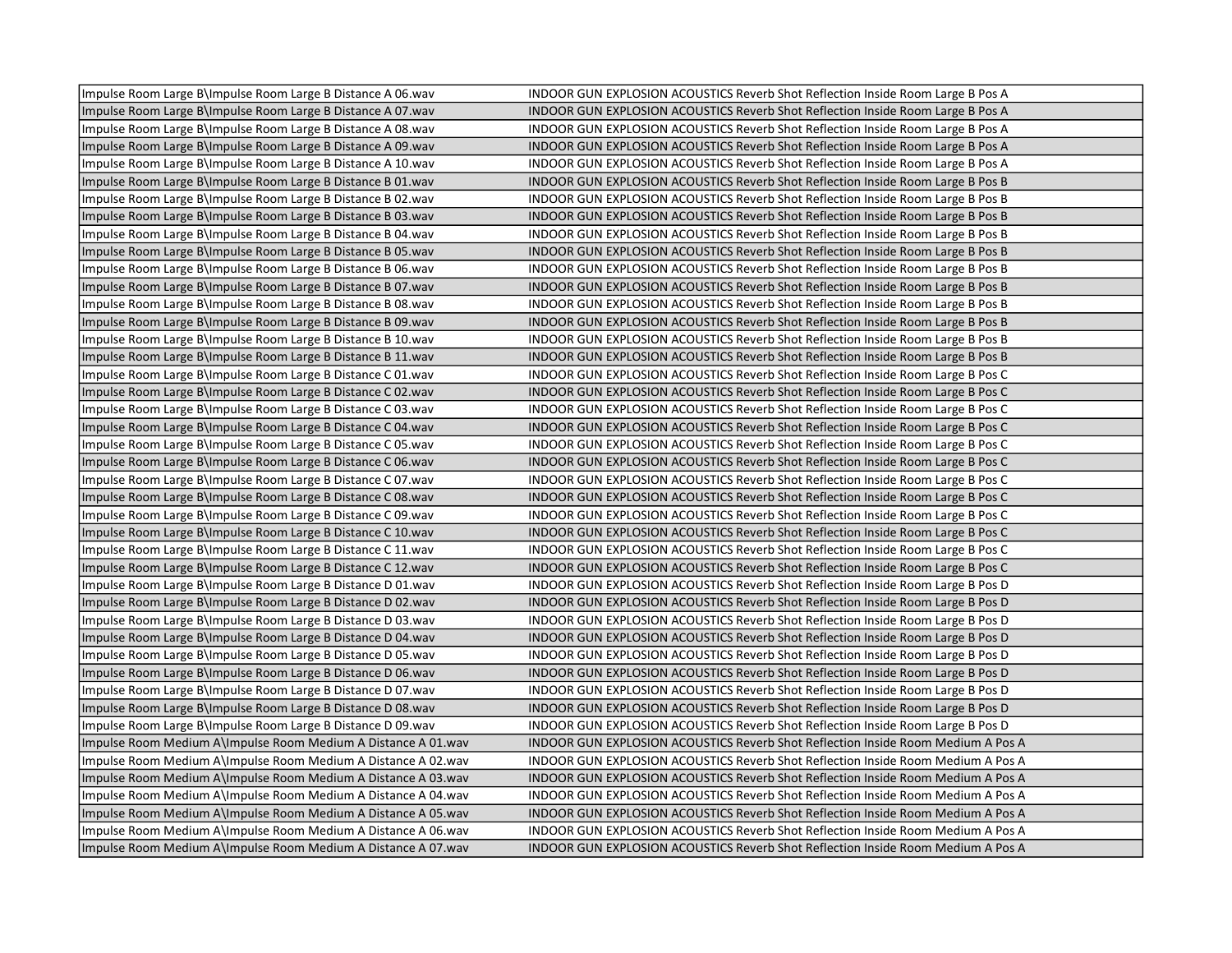| | |
|---|---|
| Impulse Room Large B\Impulse Room Large B Distance A 06.wav | INDOOR GUN EXPLOSION ACOUSTICS Reverb Shot Reflection Inside Room Large B Pos A |
| Impulse Room Large B\Impulse Room Large B Distance A 07.wav | INDOOR GUN EXPLOSION ACOUSTICS Reverb Shot Reflection Inside Room Large B Pos A |
| Impulse Room Large B\Impulse Room Large B Distance A 08.wav | INDOOR GUN EXPLOSION ACOUSTICS Reverb Shot Reflection Inside Room Large B Pos A |
| Impulse Room Large B\Impulse Room Large B Distance A 09.wav | INDOOR GUN EXPLOSION ACOUSTICS Reverb Shot Reflection Inside Room Large B Pos A |
| Impulse Room Large B\Impulse Room Large B Distance A 10.wav | INDOOR GUN EXPLOSION ACOUSTICS Reverb Shot Reflection Inside Room Large B Pos A |
| Impulse Room Large B\Impulse Room Large B Distance B 01.wav | INDOOR GUN EXPLOSION ACOUSTICS Reverb Shot Reflection Inside Room Large B Pos B |
| Impulse Room Large B\Impulse Room Large B Distance B 02.wav | INDOOR GUN EXPLOSION ACOUSTICS Reverb Shot Reflection Inside Room Large B Pos B |
| Impulse Room Large B\Impulse Room Large B Distance B 03.wav | INDOOR GUN EXPLOSION ACOUSTICS Reverb Shot Reflection Inside Room Large B Pos B |
| Impulse Room Large B\Impulse Room Large B Distance B 04.wav | INDOOR GUN EXPLOSION ACOUSTICS Reverb Shot Reflection Inside Room Large B Pos B |
| Impulse Room Large B\Impulse Room Large B Distance B 05.wav | INDOOR GUN EXPLOSION ACOUSTICS Reverb Shot Reflection Inside Room Large B Pos B |
| Impulse Room Large B\Impulse Room Large B Distance B 06.wav | INDOOR GUN EXPLOSION ACOUSTICS Reverb Shot Reflection Inside Room Large B Pos B |
| Impulse Room Large B\Impulse Room Large B Distance B 07.wav | INDOOR GUN EXPLOSION ACOUSTICS Reverb Shot Reflection Inside Room Large B Pos B |
| Impulse Room Large B\Impulse Room Large B Distance B 08.wav | INDOOR GUN EXPLOSION ACOUSTICS Reverb Shot Reflection Inside Room Large B Pos B |
| Impulse Room Large B\Impulse Room Large B Distance B 09.wav | INDOOR GUN EXPLOSION ACOUSTICS Reverb Shot Reflection Inside Room Large B Pos B |
| Impulse Room Large B\Impulse Room Large B Distance B 10.wav | INDOOR GUN EXPLOSION ACOUSTICS Reverb Shot Reflection Inside Room Large B Pos B |
| Impulse Room Large B\Impulse Room Large B Distance B 11.wav | INDOOR GUN EXPLOSION ACOUSTICS Reverb Shot Reflection Inside Room Large B Pos B |
| Impulse Room Large B\Impulse Room Large B Distance C 01.wav | INDOOR GUN EXPLOSION ACOUSTICS Reverb Shot Reflection Inside Room Large B Pos C |
| Impulse Room Large B\Impulse Room Large B Distance C 02.wav | INDOOR GUN EXPLOSION ACOUSTICS Reverb Shot Reflection Inside Room Large B Pos C |
| Impulse Room Large B\Impulse Room Large B Distance C 03.wav | INDOOR GUN EXPLOSION ACOUSTICS Reverb Shot Reflection Inside Room Large B Pos C |
| Impulse Room Large B\Impulse Room Large B Distance C 04.wav | INDOOR GUN EXPLOSION ACOUSTICS Reverb Shot Reflection Inside Room Large B Pos C |
| Impulse Room Large B\Impulse Room Large B Distance C 05.wav | INDOOR GUN EXPLOSION ACOUSTICS Reverb Shot Reflection Inside Room Large B Pos C |
| Impulse Room Large B\Impulse Room Large B Distance C 06.wav | INDOOR GUN EXPLOSION ACOUSTICS Reverb Shot Reflection Inside Room Large B Pos C |
| Impulse Room Large B\Impulse Room Large B Distance C 07.wav | INDOOR GUN EXPLOSION ACOUSTICS Reverb Shot Reflection Inside Room Large B Pos C |
| Impulse Room Large B\Impulse Room Large B Distance C 08.wav | INDOOR GUN EXPLOSION ACOUSTICS Reverb Shot Reflection Inside Room Large B Pos C |
| Impulse Room Large B\Impulse Room Large B Distance C 09.wav | INDOOR GUN EXPLOSION ACOUSTICS Reverb Shot Reflection Inside Room Large B Pos C |
| Impulse Room Large B\Impulse Room Large B Distance C 10.wav | INDOOR GUN EXPLOSION ACOUSTICS Reverb Shot Reflection Inside Room Large B Pos C |
| Impulse Room Large B\Impulse Room Large B Distance C 11.wav | INDOOR GUN EXPLOSION ACOUSTICS Reverb Shot Reflection Inside Room Large B Pos C |
| Impulse Room Large B\Impulse Room Large B Distance C 12.wav | INDOOR GUN EXPLOSION ACOUSTICS Reverb Shot Reflection Inside Room Large B Pos C |
| Impulse Room Large B\Impulse Room Large B Distance D 01.wav | INDOOR GUN EXPLOSION ACOUSTICS Reverb Shot Reflection Inside Room Large B Pos D |
| Impulse Room Large B\Impulse Room Large B Distance D 02.wav | INDOOR GUN EXPLOSION ACOUSTICS Reverb Shot Reflection Inside Room Large B Pos D |
| Impulse Room Large B\Impulse Room Large B Distance D 03.wav | INDOOR GUN EXPLOSION ACOUSTICS Reverb Shot Reflection Inside Room Large B Pos D |
| Impulse Room Large B\Impulse Room Large B Distance D 04.wav | INDOOR GUN EXPLOSION ACOUSTICS Reverb Shot Reflection Inside Room Large B Pos D |
| Impulse Room Large B\Impulse Room Large B Distance D 05.wav | INDOOR GUN EXPLOSION ACOUSTICS Reverb Shot Reflection Inside Room Large B Pos D |
| Impulse Room Large B\Impulse Room Large B Distance D 06.wav | INDOOR GUN EXPLOSION ACOUSTICS Reverb Shot Reflection Inside Room Large B Pos D |
| Impulse Room Large B\Impulse Room Large B Distance D 07.wav | INDOOR GUN EXPLOSION ACOUSTICS Reverb Shot Reflection Inside Room Large B Pos D |
| Impulse Room Large B\Impulse Room Large B Distance D 08.wav | INDOOR GUN EXPLOSION ACOUSTICS Reverb Shot Reflection Inside Room Large B Pos D |
| Impulse Room Large B\Impulse Room Large B Distance D 09.wav | INDOOR GUN EXPLOSION ACOUSTICS Reverb Shot Reflection Inside Room Large B Pos D |
| Impulse Room Medium A\Impulse Room Medium A Distance A 01.wav | INDOOR GUN EXPLOSION ACOUSTICS Reverb Shot Reflection Inside Room Medium A Pos A |
| Impulse Room Medium A\Impulse Room Medium A Distance A 02.wav | INDOOR GUN EXPLOSION ACOUSTICS Reverb Shot Reflection Inside Room Medium A Pos A |
| Impulse Room Medium A\Impulse Room Medium A Distance A 03.wav | INDOOR GUN EXPLOSION ACOUSTICS Reverb Shot Reflection Inside Room Medium A Pos A |
| Impulse Room Medium A\Impulse Room Medium A Distance A 04.wav | INDOOR GUN EXPLOSION ACOUSTICS Reverb Shot Reflection Inside Room Medium A Pos A |
| Impulse Room Medium A\Impulse Room Medium A Distance A 05.wav | INDOOR GUN EXPLOSION ACOUSTICS Reverb Shot Reflection Inside Room Medium A Pos A |
| Impulse Room Medium A\Impulse Room Medium A Distance A 06.wav | INDOOR GUN EXPLOSION ACOUSTICS Reverb Shot Reflection Inside Room Medium A Pos A |
| Impulse Room Medium A\Impulse Room Medium A Distance A 07.wav | INDOOR GUN EXPLOSION ACOUSTICS Reverb Shot Reflection Inside Room Medium A Pos A |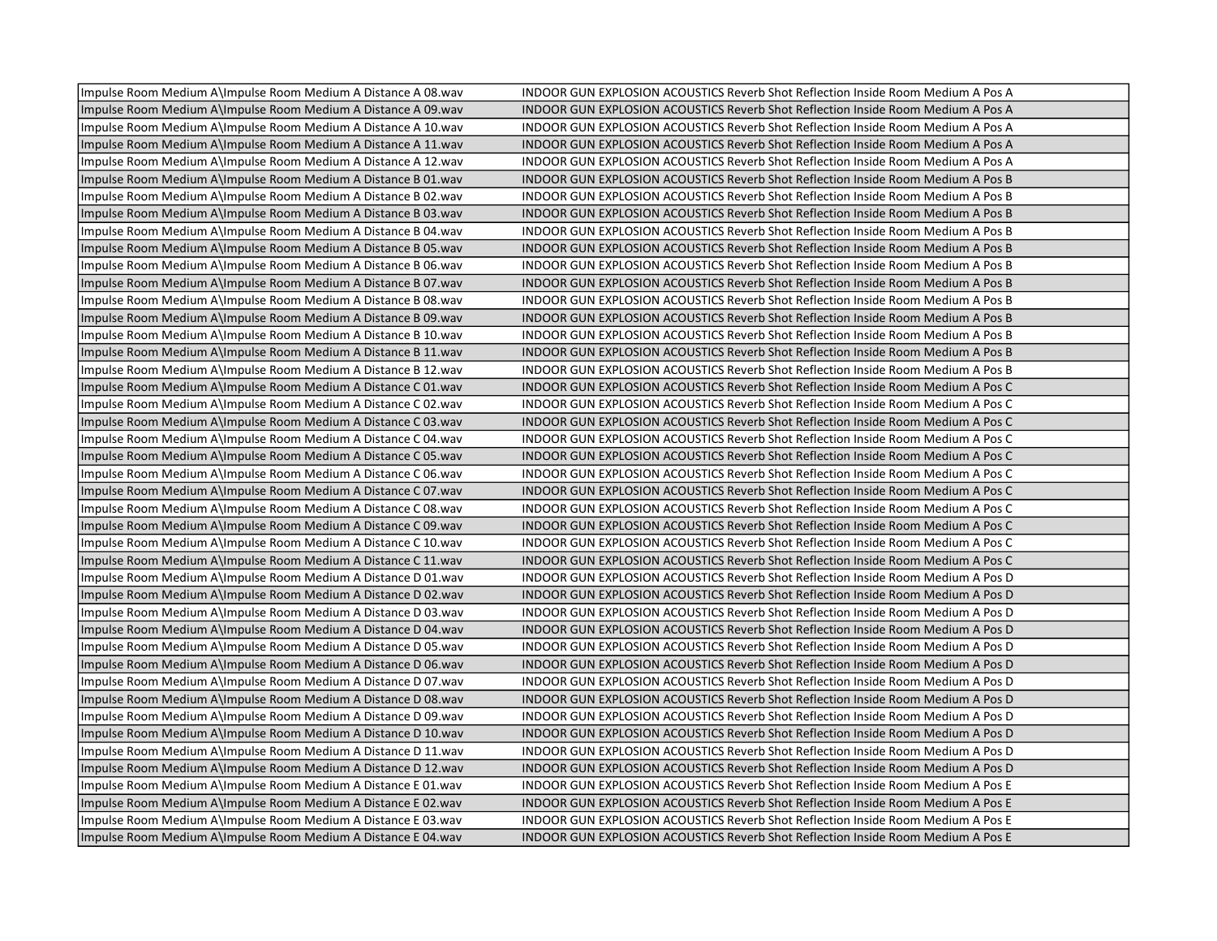| | |
|---|---|
| Impulse Room Medium A\Impulse Room Medium A Distance A 08.wav | INDOOR GUN EXPLOSION ACOUSTICS Reverb Shot Reflection Inside Room Medium A Pos A |
| Impulse Room Medium A\Impulse Room Medium A Distance A 09.wav | INDOOR GUN EXPLOSION ACOUSTICS Reverb Shot Reflection Inside Room Medium A Pos A |
| Impulse Room Medium A\Impulse Room Medium A Distance A 10.wav | INDOOR GUN EXPLOSION ACOUSTICS Reverb Shot Reflection Inside Room Medium A Pos A |
| Impulse Room Medium A\Impulse Room Medium A Distance A 11.wav | INDOOR GUN EXPLOSION ACOUSTICS Reverb Shot Reflection Inside Room Medium A Pos A |
| Impulse Room Medium A\Impulse Room Medium A Distance A 12.wav | INDOOR GUN EXPLOSION ACOUSTICS Reverb Shot Reflection Inside Room Medium A Pos A |
| Impulse Room Medium A\Impulse Room Medium A Distance B 01.wav | INDOOR GUN EXPLOSION ACOUSTICS Reverb Shot Reflection Inside Room Medium A Pos B |
| Impulse Room Medium A\Impulse Room Medium A Distance B 02.wav | INDOOR GUN EXPLOSION ACOUSTICS Reverb Shot Reflection Inside Room Medium A Pos B |
| Impulse Room Medium A\Impulse Room Medium A Distance B 03.wav | INDOOR GUN EXPLOSION ACOUSTICS Reverb Shot Reflection Inside Room Medium A Pos B |
| Impulse Room Medium A\Impulse Room Medium A Distance B 04.wav | INDOOR GUN EXPLOSION ACOUSTICS Reverb Shot Reflection Inside Room Medium A Pos B |
| Impulse Room Medium A\Impulse Room Medium A Distance B 05.wav | INDOOR GUN EXPLOSION ACOUSTICS Reverb Shot Reflection Inside Room Medium A Pos B |
| Impulse Room Medium A\Impulse Room Medium A Distance B 06.wav | INDOOR GUN EXPLOSION ACOUSTICS Reverb Shot Reflection Inside Room Medium A Pos B |
| Impulse Room Medium A\Impulse Room Medium A Distance B 07.wav | INDOOR GUN EXPLOSION ACOUSTICS Reverb Shot Reflection Inside Room Medium A Pos B |
| Impulse Room Medium A\Impulse Room Medium A Distance B 08.wav | INDOOR GUN EXPLOSION ACOUSTICS Reverb Shot Reflection Inside Room Medium A Pos B |
| Impulse Room Medium A\Impulse Room Medium A Distance B 09.wav | INDOOR GUN EXPLOSION ACOUSTICS Reverb Shot Reflection Inside Room Medium A Pos B |
| Impulse Room Medium A\Impulse Room Medium A Distance B 10.wav | INDOOR GUN EXPLOSION ACOUSTICS Reverb Shot Reflection Inside Room Medium A Pos B |
| Impulse Room Medium A\Impulse Room Medium A Distance B 11.wav | INDOOR GUN EXPLOSION ACOUSTICS Reverb Shot Reflection Inside Room Medium A Pos B |
| Impulse Room Medium A\Impulse Room Medium A Distance B 12.wav | INDOOR GUN EXPLOSION ACOUSTICS Reverb Shot Reflection Inside Room Medium A Pos B |
| Impulse Room Medium A\Impulse Room Medium A Distance C 01.wav | INDOOR GUN EXPLOSION ACOUSTICS Reverb Shot Reflection Inside Room Medium A Pos C |
| Impulse Room Medium A\Impulse Room Medium A Distance C 02.wav | INDOOR GUN EXPLOSION ACOUSTICS Reverb Shot Reflection Inside Room Medium A Pos C |
| Impulse Room Medium A\Impulse Room Medium A Distance C 03.wav | INDOOR GUN EXPLOSION ACOUSTICS Reverb Shot Reflection Inside Room Medium A Pos C |
| Impulse Room Medium A\Impulse Room Medium A Distance C 04.wav | INDOOR GUN EXPLOSION ACOUSTICS Reverb Shot Reflection Inside Room Medium A Pos C |
| Impulse Room Medium A\Impulse Room Medium A Distance C 05.wav | INDOOR GUN EXPLOSION ACOUSTICS Reverb Shot Reflection Inside Room Medium A Pos C |
| Impulse Room Medium A\Impulse Room Medium A Distance C 06.wav | INDOOR GUN EXPLOSION ACOUSTICS Reverb Shot Reflection Inside Room Medium A Pos C |
| Impulse Room Medium A\Impulse Room Medium A Distance C 07.wav | INDOOR GUN EXPLOSION ACOUSTICS Reverb Shot Reflection Inside Room Medium A Pos C |
| Impulse Room Medium A\Impulse Room Medium A Distance C 08.wav | INDOOR GUN EXPLOSION ACOUSTICS Reverb Shot Reflection Inside Room Medium A Pos C |
| Impulse Room Medium A\Impulse Room Medium A Distance C 09.wav | INDOOR GUN EXPLOSION ACOUSTICS Reverb Shot Reflection Inside Room Medium A Pos C |
| Impulse Room Medium A\Impulse Room Medium A Distance C 10.wav | INDOOR GUN EXPLOSION ACOUSTICS Reverb Shot Reflection Inside Room Medium A Pos C |
| Impulse Room Medium A\Impulse Room Medium A Distance C 11.wav | INDOOR GUN EXPLOSION ACOUSTICS Reverb Shot Reflection Inside Room Medium A Pos C |
| Impulse Room Medium A\Impulse Room Medium A Distance D 01.wav | INDOOR GUN EXPLOSION ACOUSTICS Reverb Shot Reflection Inside Room Medium A Pos D |
| Impulse Room Medium A\Impulse Room Medium A Distance D 02.wav | INDOOR GUN EXPLOSION ACOUSTICS Reverb Shot Reflection Inside Room Medium A Pos D |
| Impulse Room Medium A\Impulse Room Medium A Distance D 03.wav | INDOOR GUN EXPLOSION ACOUSTICS Reverb Shot Reflection Inside Room Medium A Pos D |
| Impulse Room Medium A\Impulse Room Medium A Distance D 04.wav | INDOOR GUN EXPLOSION ACOUSTICS Reverb Shot Reflection Inside Room Medium A Pos D |
| Impulse Room Medium A\Impulse Room Medium A Distance D 05.wav | INDOOR GUN EXPLOSION ACOUSTICS Reverb Shot Reflection Inside Room Medium A Pos D |
| Impulse Room Medium A\Impulse Room Medium A Distance D 06.wav | INDOOR GUN EXPLOSION ACOUSTICS Reverb Shot Reflection Inside Room Medium A Pos D |
| Impulse Room Medium A\Impulse Room Medium A Distance D 07.wav | INDOOR GUN EXPLOSION ACOUSTICS Reverb Shot Reflection Inside Room Medium A Pos D |
| Impulse Room Medium A\Impulse Room Medium A Distance D 08.wav | INDOOR GUN EXPLOSION ACOUSTICS Reverb Shot Reflection Inside Room Medium A Pos D |
| Impulse Room Medium A\Impulse Room Medium A Distance D 09.wav | INDOOR GUN EXPLOSION ACOUSTICS Reverb Shot Reflection Inside Room Medium A Pos D |
| Impulse Room Medium A\Impulse Room Medium A Distance D 10.wav | INDOOR GUN EXPLOSION ACOUSTICS Reverb Shot Reflection Inside Room Medium A Pos D |
| Impulse Room Medium A\Impulse Room Medium A Distance D 11.wav | INDOOR GUN EXPLOSION ACOUSTICS Reverb Shot Reflection Inside Room Medium A Pos D |
| Impulse Room Medium A\Impulse Room Medium A Distance D 12.wav | INDOOR GUN EXPLOSION ACOUSTICS Reverb Shot Reflection Inside Room Medium A Pos D |
| Impulse Room Medium A\Impulse Room Medium A Distance E 01.wav | INDOOR GUN EXPLOSION ACOUSTICS Reverb Shot Reflection Inside Room Medium A Pos E |
| Impulse Room Medium A\Impulse Room Medium A Distance E 02.wav | INDOOR GUN EXPLOSION ACOUSTICS Reverb Shot Reflection Inside Room Medium A Pos E |
| Impulse Room Medium A\Impulse Room Medium A Distance E 03.wav | INDOOR GUN EXPLOSION ACOUSTICS Reverb Shot Reflection Inside Room Medium A Pos E |
| Impulse Room Medium A\Impulse Room Medium A Distance E 04.wav | INDOOR GUN EXPLOSION ACOUSTICS Reverb Shot Reflection Inside Room Medium A Pos E |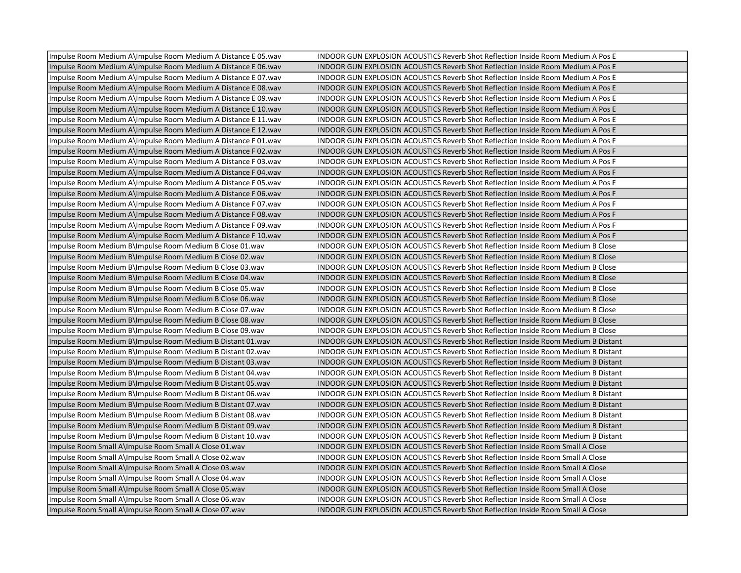| | |
|---|---|
| Impulse Room Medium A\Impulse Room Medium A Distance E 05.wav | INDOOR GUN EXPLOSION ACOUSTICS Reverb Shot Reflection Inside Room Medium A Pos E |
| Impulse Room Medium A\Impulse Room Medium A Distance E 06.wav | INDOOR GUN EXPLOSION ACOUSTICS Reverb Shot Reflection Inside Room Medium A Pos E |
| Impulse Room Medium A\Impulse Room Medium A Distance E 07.wav | INDOOR GUN EXPLOSION ACOUSTICS Reverb Shot Reflection Inside Room Medium A Pos E |
| Impulse Room Medium A\Impulse Room Medium A Distance E 08.wav | INDOOR GUN EXPLOSION ACOUSTICS Reverb Shot Reflection Inside Room Medium A Pos E |
| Impulse Room Medium A\Impulse Room Medium A Distance E 09.wav | INDOOR GUN EXPLOSION ACOUSTICS Reverb Shot Reflection Inside Room Medium A Pos E |
| Impulse Room Medium A\Impulse Room Medium A Distance E 10.wav | INDOOR GUN EXPLOSION ACOUSTICS Reverb Shot Reflection Inside Room Medium A Pos E |
| Impulse Room Medium A\Impulse Room Medium A Distance E 11.wav | INDOOR GUN EXPLOSION ACOUSTICS Reverb Shot Reflection Inside Room Medium A Pos E |
| Impulse Room Medium A\Impulse Room Medium A Distance E 12.wav | INDOOR GUN EXPLOSION ACOUSTICS Reverb Shot Reflection Inside Room Medium A Pos E |
| Impulse Room Medium A\Impulse Room Medium A Distance F 01.wav | INDOOR GUN EXPLOSION ACOUSTICS Reverb Shot Reflection Inside Room Medium A Pos F |
| Impulse Room Medium A\Impulse Room Medium A Distance F 02.wav | INDOOR GUN EXPLOSION ACOUSTICS Reverb Shot Reflection Inside Room Medium A Pos F |
| Impulse Room Medium A\Impulse Room Medium A Distance F 03.wav | INDOOR GUN EXPLOSION ACOUSTICS Reverb Shot Reflection Inside Room Medium A Pos F |
| Impulse Room Medium A\Impulse Room Medium A Distance F 04.wav | INDOOR GUN EXPLOSION ACOUSTICS Reverb Shot Reflection Inside Room Medium A Pos F |
| Impulse Room Medium A\Impulse Room Medium A Distance F 05.wav | INDOOR GUN EXPLOSION ACOUSTICS Reverb Shot Reflection Inside Room Medium A Pos F |
| Impulse Room Medium A\Impulse Room Medium A Distance F 06.wav | INDOOR GUN EXPLOSION ACOUSTICS Reverb Shot Reflection Inside Room Medium A Pos F |
| Impulse Room Medium A\Impulse Room Medium A Distance F 07.wav | INDOOR GUN EXPLOSION ACOUSTICS Reverb Shot Reflection Inside Room Medium A Pos F |
| Impulse Room Medium A\Impulse Room Medium A Distance F 08.wav | INDOOR GUN EXPLOSION ACOUSTICS Reverb Shot Reflection Inside Room Medium A Pos F |
| Impulse Room Medium A\Impulse Room Medium A Distance F 09.wav | INDOOR GUN EXPLOSION ACOUSTICS Reverb Shot Reflection Inside Room Medium A Pos F |
| Impulse Room Medium A\Impulse Room Medium A Distance F 10.wav | INDOOR GUN EXPLOSION ACOUSTICS Reverb Shot Reflection Inside Room Medium A Pos F |
| Impulse Room Medium B\Impulse Room Medium B Close 01.wav | INDOOR GUN EXPLOSION ACOUSTICS Reverb Shot Reflection Inside Room Medium B Close |
| Impulse Room Medium B\Impulse Room Medium B Close 02.wav | INDOOR GUN EXPLOSION ACOUSTICS Reverb Shot Reflection Inside Room Medium B Close |
| Impulse Room Medium B\Impulse Room Medium B Close 03.wav | INDOOR GUN EXPLOSION ACOUSTICS Reverb Shot Reflection Inside Room Medium B Close |
| Impulse Room Medium B\Impulse Room Medium B Close 04.wav | INDOOR GUN EXPLOSION ACOUSTICS Reverb Shot Reflection Inside Room Medium B Close |
| Impulse Room Medium B\Impulse Room Medium B Close 05.wav | INDOOR GUN EXPLOSION ACOUSTICS Reverb Shot Reflection Inside Room Medium B Close |
| Impulse Room Medium B\Impulse Room Medium B Close 06.wav | INDOOR GUN EXPLOSION ACOUSTICS Reverb Shot Reflection Inside Room Medium B Close |
| Impulse Room Medium B\Impulse Room Medium B Close 07.wav | INDOOR GUN EXPLOSION ACOUSTICS Reverb Shot Reflection Inside Room Medium B Close |
| Impulse Room Medium B\Impulse Room Medium B Close 08.wav | INDOOR GUN EXPLOSION ACOUSTICS Reverb Shot Reflection Inside Room Medium B Close |
| Impulse Room Medium B\Impulse Room Medium B Close 09.wav | INDOOR GUN EXPLOSION ACOUSTICS Reverb Shot Reflection Inside Room Medium B Close |
| Impulse Room Medium B\Impulse Room Medium B Distant 01.wav | INDOOR GUN EXPLOSION ACOUSTICS Reverb Shot Reflection Inside Room Medium B Distant |
| Impulse Room Medium B\Impulse Room Medium B Distant 02.wav | INDOOR GUN EXPLOSION ACOUSTICS Reverb Shot Reflection Inside Room Medium B Distant |
| Impulse Room Medium B\Impulse Room Medium B Distant 03.wav | INDOOR GUN EXPLOSION ACOUSTICS Reverb Shot Reflection Inside Room Medium B Distant |
| Impulse Room Medium B\Impulse Room Medium B Distant 04.wav | INDOOR GUN EXPLOSION ACOUSTICS Reverb Shot Reflection Inside Room Medium B Distant |
| Impulse Room Medium B\Impulse Room Medium B Distant 05.wav | INDOOR GUN EXPLOSION ACOUSTICS Reverb Shot Reflection Inside Room Medium B Distant |
| Impulse Room Medium B\Impulse Room Medium B Distant 06.wav | INDOOR GUN EXPLOSION ACOUSTICS Reverb Shot Reflection Inside Room Medium B Distant |
| Impulse Room Medium B\Impulse Room Medium B Distant 07.wav | INDOOR GUN EXPLOSION ACOUSTICS Reverb Shot Reflection Inside Room Medium B Distant |
| Impulse Room Medium B\Impulse Room Medium B Distant 08.wav | INDOOR GUN EXPLOSION ACOUSTICS Reverb Shot Reflection Inside Room Medium B Distant |
| Impulse Room Medium B\Impulse Room Medium B Distant 09.wav | INDOOR GUN EXPLOSION ACOUSTICS Reverb Shot Reflection Inside Room Medium B Distant |
| Impulse Room Medium B\Impulse Room Medium B Distant 10.wav | INDOOR GUN EXPLOSION ACOUSTICS Reverb Shot Reflection Inside Room Medium B Distant |
| Impulse Room Small A\Impulse Room Small A Close 01.wav | INDOOR GUN EXPLOSION ACOUSTICS Reverb Shot Reflection Inside Room Small A Close |
| Impulse Room Small A\Impulse Room Small A Close 02.wav | INDOOR GUN EXPLOSION ACOUSTICS Reverb Shot Reflection Inside Room Small A Close |
| Impulse Room Small A\Impulse Room Small A Close 03.wav | INDOOR GUN EXPLOSION ACOUSTICS Reverb Shot Reflection Inside Room Small A Close |
| Impulse Room Small A\Impulse Room Small A Close 04.wav | INDOOR GUN EXPLOSION ACOUSTICS Reverb Shot Reflection Inside Room Small A Close |
| Impulse Room Small A\Impulse Room Small A Close 05.wav | INDOOR GUN EXPLOSION ACOUSTICS Reverb Shot Reflection Inside Room Small A Close |
| Impulse Room Small A\Impulse Room Small A Close 06.wav | INDOOR GUN EXPLOSION ACOUSTICS Reverb Shot Reflection Inside Room Small A Close |
| Impulse Room Small A\Impulse Room Small A Close 07.wav | INDOOR GUN EXPLOSION ACOUSTICS Reverb Shot Reflection Inside Room Small A Close |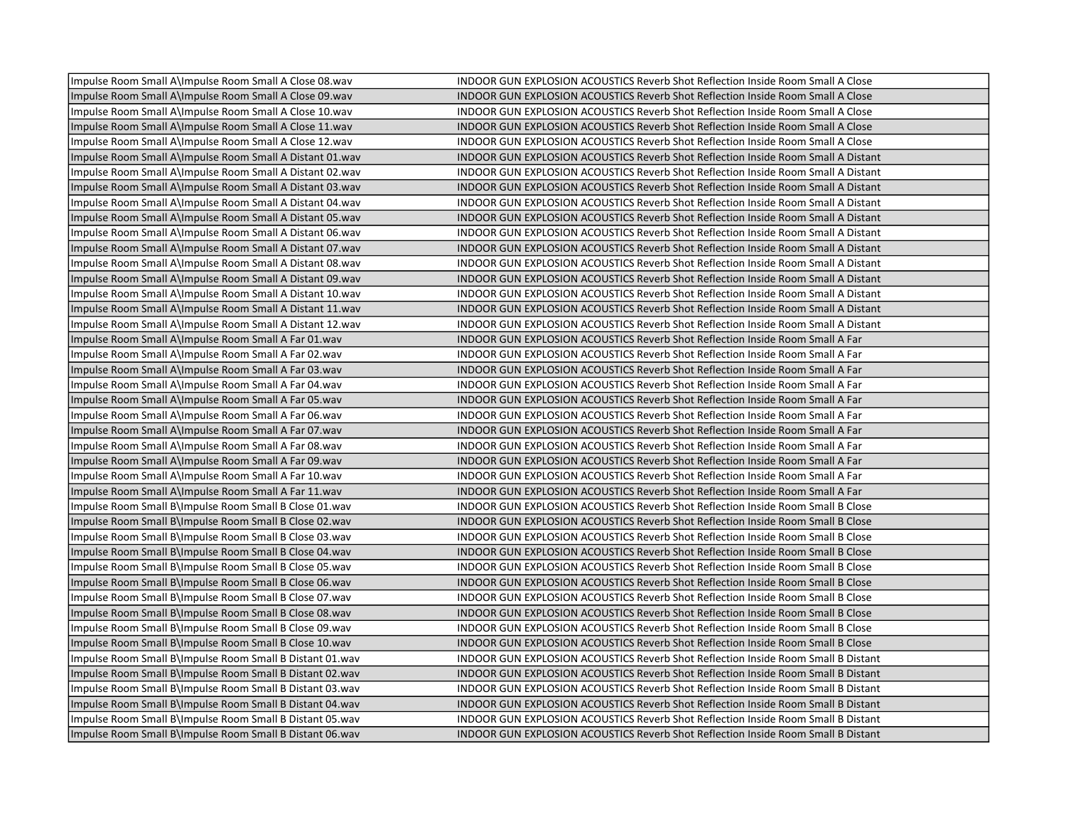| | |
|---|---|
| Impulse Room Small A\Impulse Room Small A Close 08.wav | INDOOR GUN EXPLOSION ACOUSTICS Reverb Shot Reflection Inside Room Small A Close |
| Impulse Room Small A\Impulse Room Small A Close 09.wav | INDOOR GUN EXPLOSION ACOUSTICS Reverb Shot Reflection Inside Room Small A Close |
| Impulse Room Small A\Impulse Room Small A Close 10.wav | INDOOR GUN EXPLOSION ACOUSTICS Reverb Shot Reflection Inside Room Small A Close |
| Impulse Room Small A\Impulse Room Small A Close 11.wav | INDOOR GUN EXPLOSION ACOUSTICS Reverb Shot Reflection Inside Room Small A Close |
| Impulse Room Small A\Impulse Room Small A Close 12.wav | INDOOR GUN EXPLOSION ACOUSTICS Reverb Shot Reflection Inside Room Small A Close |
| Impulse Room Small A\Impulse Room Small A Distant 01.wav | INDOOR GUN EXPLOSION ACOUSTICS Reverb Shot Reflection Inside Room Small A Distant |
| Impulse Room Small A\Impulse Room Small A Distant 02.wav | INDOOR GUN EXPLOSION ACOUSTICS Reverb Shot Reflection Inside Room Small A Distant |
| Impulse Room Small A\Impulse Room Small A Distant 03.wav | INDOOR GUN EXPLOSION ACOUSTICS Reverb Shot Reflection Inside Room Small A Distant |
| Impulse Room Small A\Impulse Room Small A Distant 04.wav | INDOOR GUN EXPLOSION ACOUSTICS Reverb Shot Reflection Inside Room Small A Distant |
| Impulse Room Small A\Impulse Room Small A Distant 05.wav | INDOOR GUN EXPLOSION ACOUSTICS Reverb Shot Reflection Inside Room Small A Distant |
| Impulse Room Small A\Impulse Room Small A Distant 06.wav | INDOOR GUN EXPLOSION ACOUSTICS Reverb Shot Reflection Inside Room Small A Distant |
| Impulse Room Small A\Impulse Room Small A Distant 07.wav | INDOOR GUN EXPLOSION ACOUSTICS Reverb Shot Reflection Inside Room Small A Distant |
| Impulse Room Small A\Impulse Room Small A Distant 08.wav | INDOOR GUN EXPLOSION ACOUSTICS Reverb Shot Reflection Inside Room Small A Distant |
| Impulse Room Small A\Impulse Room Small A Distant 09.wav | INDOOR GUN EXPLOSION ACOUSTICS Reverb Shot Reflection Inside Room Small A Distant |
| Impulse Room Small A\Impulse Room Small A Distant 10.wav | INDOOR GUN EXPLOSION ACOUSTICS Reverb Shot Reflection Inside Room Small A Distant |
| Impulse Room Small A\Impulse Room Small A Distant 11.wav | INDOOR GUN EXPLOSION ACOUSTICS Reverb Shot Reflection Inside Room Small A Distant |
| Impulse Room Small A\Impulse Room Small A Distant 12.wav | INDOOR GUN EXPLOSION ACOUSTICS Reverb Shot Reflection Inside Room Small A Distant |
| Impulse Room Small A\Impulse Room Small A Far 01.wav | INDOOR GUN EXPLOSION ACOUSTICS Reverb Shot Reflection Inside Room Small A Far |
| Impulse Room Small A\Impulse Room Small A Far 02.wav | INDOOR GUN EXPLOSION ACOUSTICS Reverb Shot Reflection Inside Room Small A Far |
| Impulse Room Small A\Impulse Room Small A Far 03.wav | INDOOR GUN EXPLOSION ACOUSTICS Reverb Shot Reflection Inside Room Small A Far |
| Impulse Room Small A\Impulse Room Small A Far 04.wav | INDOOR GUN EXPLOSION ACOUSTICS Reverb Shot Reflection Inside Room Small A Far |
| Impulse Room Small A\Impulse Room Small A Far 05.wav | INDOOR GUN EXPLOSION ACOUSTICS Reverb Shot Reflection Inside Room Small A Far |
| Impulse Room Small A\Impulse Room Small A Far 06.wav | INDOOR GUN EXPLOSION ACOUSTICS Reverb Shot Reflection Inside Room Small A Far |
| Impulse Room Small A\Impulse Room Small A Far 07.wav | INDOOR GUN EXPLOSION ACOUSTICS Reverb Shot Reflection Inside Room Small A Far |
| Impulse Room Small A\Impulse Room Small A Far 08.wav | INDOOR GUN EXPLOSION ACOUSTICS Reverb Shot Reflection Inside Room Small A Far |
| Impulse Room Small A\Impulse Room Small A Far 09.wav | INDOOR GUN EXPLOSION ACOUSTICS Reverb Shot Reflection Inside Room Small A Far |
| Impulse Room Small A\Impulse Room Small A Far 10.wav | INDOOR GUN EXPLOSION ACOUSTICS Reverb Shot Reflection Inside Room Small A Far |
| Impulse Room Small A\Impulse Room Small A Far 11.wav | INDOOR GUN EXPLOSION ACOUSTICS Reverb Shot Reflection Inside Room Small A Far |
| Impulse Room Small B\Impulse Room Small B Close 01.wav | INDOOR GUN EXPLOSION ACOUSTICS Reverb Shot Reflection Inside Room Small B Close |
| Impulse Room Small B\Impulse Room Small B Close 02.wav | INDOOR GUN EXPLOSION ACOUSTICS Reverb Shot Reflection Inside Room Small B Close |
| Impulse Room Small B\Impulse Room Small B Close 03.wav | INDOOR GUN EXPLOSION ACOUSTICS Reverb Shot Reflection Inside Room Small B Close |
| Impulse Room Small B\Impulse Room Small B Close 04.wav | INDOOR GUN EXPLOSION ACOUSTICS Reverb Shot Reflection Inside Room Small B Close |
| Impulse Room Small B\Impulse Room Small B Close 05.wav | INDOOR GUN EXPLOSION ACOUSTICS Reverb Shot Reflection Inside Room Small B Close |
| Impulse Room Small B\Impulse Room Small B Close 06.wav | INDOOR GUN EXPLOSION ACOUSTICS Reverb Shot Reflection Inside Room Small B Close |
| Impulse Room Small B\Impulse Room Small B Close 07.wav | INDOOR GUN EXPLOSION ACOUSTICS Reverb Shot Reflection Inside Room Small B Close |
| Impulse Room Small B\Impulse Room Small B Close 08.wav | INDOOR GUN EXPLOSION ACOUSTICS Reverb Shot Reflection Inside Room Small B Close |
| Impulse Room Small B\Impulse Room Small B Close 09.wav | INDOOR GUN EXPLOSION ACOUSTICS Reverb Shot Reflection Inside Room Small B Close |
| Impulse Room Small B\Impulse Room Small B Close 10.wav | INDOOR GUN EXPLOSION ACOUSTICS Reverb Shot Reflection Inside Room Small B Close |
| Impulse Room Small B\Impulse Room Small B Distant 01.wav | INDOOR GUN EXPLOSION ACOUSTICS Reverb Shot Reflection Inside Room Small B Distant |
| Impulse Room Small B\Impulse Room Small B Distant 02.wav | INDOOR GUN EXPLOSION ACOUSTICS Reverb Shot Reflection Inside Room Small B Distant |
| Impulse Room Small B\Impulse Room Small B Distant 03.wav | INDOOR GUN EXPLOSION ACOUSTICS Reverb Shot Reflection Inside Room Small B Distant |
| Impulse Room Small B\Impulse Room Small B Distant 04.wav | INDOOR GUN EXPLOSION ACOUSTICS Reverb Shot Reflection Inside Room Small B Distant |
| Impulse Room Small B\Impulse Room Small B Distant 05.wav | INDOOR GUN EXPLOSION ACOUSTICS Reverb Shot Reflection Inside Room Small B Distant |
| Impulse Room Small B\Impulse Room Small B Distant 06.wav | INDOOR GUN EXPLOSION ACOUSTICS Reverb Shot Reflection Inside Room Small B Distant |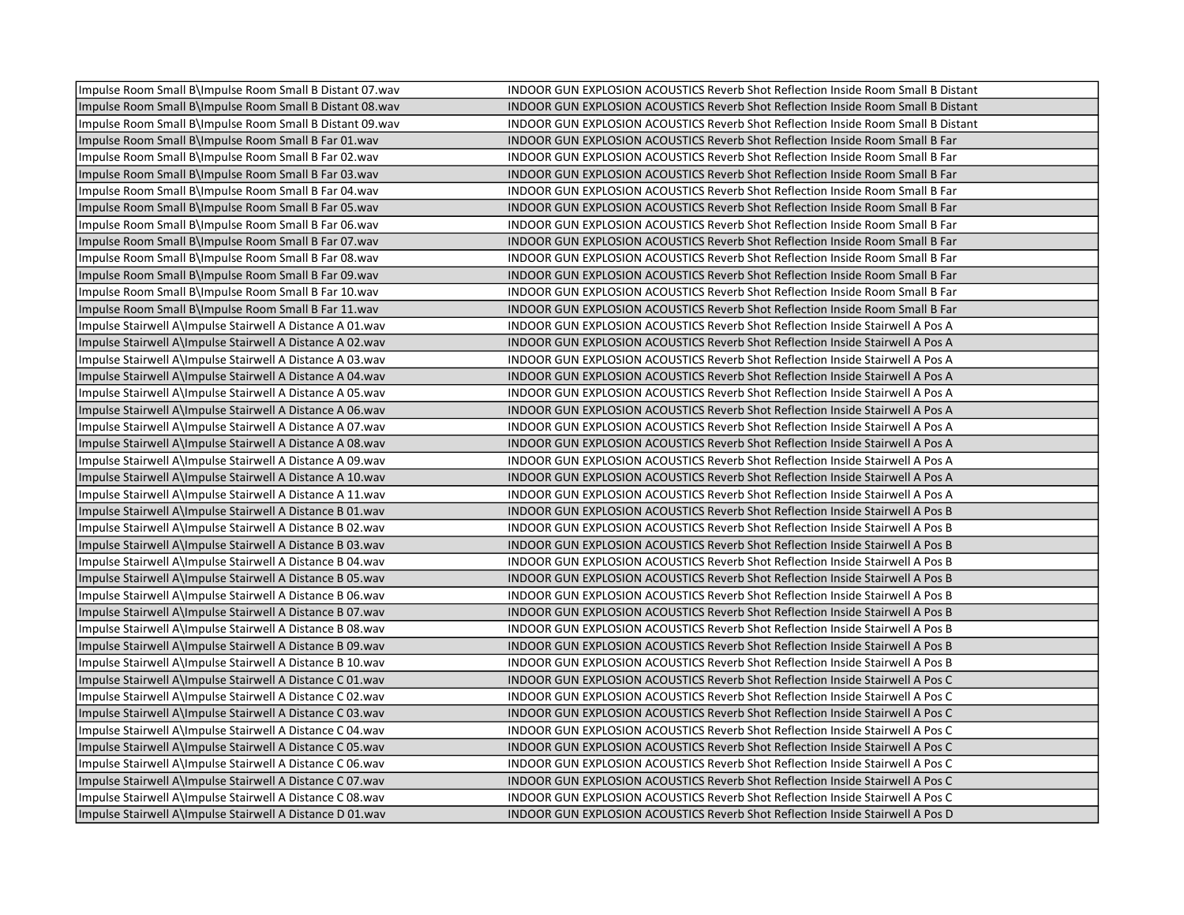| | |
|---|---|
| Impulse Room Small B\Impulse Room Small B Distant 07.wav | INDOOR GUN EXPLOSION ACOUSTICS Reverb Shot Reflection Inside Room Small B Distant |
| Impulse Room Small B\Impulse Room Small B Distant 08.wav | INDOOR GUN EXPLOSION ACOUSTICS Reverb Shot Reflection Inside Room Small B Distant |
| Impulse Room Small B\Impulse Room Small B Distant 09.wav | INDOOR GUN EXPLOSION ACOUSTICS Reverb Shot Reflection Inside Room Small B Distant |
| Impulse Room Small B\Impulse Room Small B Far 01.wav | INDOOR GUN EXPLOSION ACOUSTICS Reverb Shot Reflection Inside Room Small B Far |
| Impulse Room Small B\Impulse Room Small B Far 02.wav | INDOOR GUN EXPLOSION ACOUSTICS Reverb Shot Reflection Inside Room Small B Far |
| Impulse Room Small B\Impulse Room Small B Far 03.wav | INDOOR GUN EXPLOSION ACOUSTICS Reverb Shot Reflection Inside Room Small B Far |
| Impulse Room Small B\Impulse Room Small B Far 04.wav | INDOOR GUN EXPLOSION ACOUSTICS Reverb Shot Reflection Inside Room Small B Far |
| Impulse Room Small B\Impulse Room Small B Far 05.wav | INDOOR GUN EXPLOSION ACOUSTICS Reverb Shot Reflection Inside Room Small B Far |
| Impulse Room Small B\Impulse Room Small B Far 06.wav | INDOOR GUN EXPLOSION ACOUSTICS Reverb Shot Reflection Inside Room Small B Far |
| Impulse Room Small B\Impulse Room Small B Far 07.wav | INDOOR GUN EXPLOSION ACOUSTICS Reverb Shot Reflection Inside Room Small B Far |
| Impulse Room Small B\Impulse Room Small B Far 08.wav | INDOOR GUN EXPLOSION ACOUSTICS Reverb Shot Reflection Inside Room Small B Far |
| Impulse Room Small B\Impulse Room Small B Far 09.wav | INDOOR GUN EXPLOSION ACOUSTICS Reverb Shot Reflection Inside Room Small B Far |
| Impulse Room Small B\Impulse Room Small B Far 10.wav | INDOOR GUN EXPLOSION ACOUSTICS Reverb Shot Reflection Inside Room Small B Far |
| Impulse Room Small B\Impulse Room Small B Far 11.wav | INDOOR GUN EXPLOSION ACOUSTICS Reverb Shot Reflection Inside Room Small B Far |
| Impulse Stairwell A\Impulse Stairwell A Distance A 01.wav | INDOOR GUN EXPLOSION ACOUSTICS Reverb Shot Reflection Inside Stairwell A Pos A |
| Impulse Stairwell A\Impulse Stairwell A Distance A 02.wav | INDOOR GUN EXPLOSION ACOUSTICS Reverb Shot Reflection Inside Stairwell A Pos A |
| Impulse Stairwell A\Impulse Stairwell A Distance A 03.wav | INDOOR GUN EXPLOSION ACOUSTICS Reverb Shot Reflection Inside Stairwell A Pos A |
| Impulse Stairwell A\Impulse Stairwell A Distance A 04.wav | INDOOR GUN EXPLOSION ACOUSTICS Reverb Shot Reflection Inside Stairwell A Pos A |
| Impulse Stairwell A\Impulse Stairwell A Distance A 05.wav | INDOOR GUN EXPLOSION ACOUSTICS Reverb Shot Reflection Inside Stairwell A Pos A |
| Impulse Stairwell A\Impulse Stairwell A Distance A 06.wav | INDOOR GUN EXPLOSION ACOUSTICS Reverb Shot Reflection Inside Stairwell A Pos A |
| Impulse Stairwell A\Impulse Stairwell A Distance A 07.wav | INDOOR GUN EXPLOSION ACOUSTICS Reverb Shot Reflection Inside Stairwell A Pos A |
| Impulse Stairwell A\Impulse Stairwell A Distance A 08.wav | INDOOR GUN EXPLOSION ACOUSTICS Reverb Shot Reflection Inside Stairwell A Pos A |
| Impulse Stairwell A\Impulse Stairwell A Distance A 09.wav | INDOOR GUN EXPLOSION ACOUSTICS Reverb Shot Reflection Inside Stairwell A Pos A |
| Impulse Stairwell A\Impulse Stairwell A Distance A 10.wav | INDOOR GUN EXPLOSION ACOUSTICS Reverb Shot Reflection Inside Stairwell A Pos A |
| Impulse Stairwell A\Impulse Stairwell A Distance A 11.wav | INDOOR GUN EXPLOSION ACOUSTICS Reverb Shot Reflection Inside Stairwell A Pos A |
| Impulse Stairwell A\Impulse Stairwell A Distance B 01.wav | INDOOR GUN EXPLOSION ACOUSTICS Reverb Shot Reflection Inside Stairwell A Pos B |
| Impulse Stairwell A\Impulse Stairwell A Distance B 02.wav | INDOOR GUN EXPLOSION ACOUSTICS Reverb Shot Reflection Inside Stairwell A Pos B |
| Impulse Stairwell A\Impulse Stairwell A Distance B 03.wav | INDOOR GUN EXPLOSION ACOUSTICS Reverb Shot Reflection Inside Stairwell A Pos B |
| Impulse Stairwell A\Impulse Stairwell A Distance B 04.wav | INDOOR GUN EXPLOSION ACOUSTICS Reverb Shot Reflection Inside Stairwell A Pos B |
| Impulse Stairwell A\Impulse Stairwell A Distance B 05.wav | INDOOR GUN EXPLOSION ACOUSTICS Reverb Shot Reflection Inside Stairwell A Pos B |
| Impulse Stairwell A\Impulse Stairwell A Distance B 06.wav | INDOOR GUN EXPLOSION ACOUSTICS Reverb Shot Reflection Inside Stairwell A Pos B |
| Impulse Stairwell A\Impulse Stairwell A Distance B 07.wav | INDOOR GUN EXPLOSION ACOUSTICS Reverb Shot Reflection Inside Stairwell A Pos B |
| Impulse Stairwell A\Impulse Stairwell A Distance B 08.wav | INDOOR GUN EXPLOSION ACOUSTICS Reverb Shot Reflection Inside Stairwell A Pos B |
| Impulse Stairwell A\Impulse Stairwell A Distance B 09.wav | INDOOR GUN EXPLOSION ACOUSTICS Reverb Shot Reflection Inside Stairwell A Pos B |
| Impulse Stairwell A\Impulse Stairwell A Distance B 10.wav | INDOOR GUN EXPLOSION ACOUSTICS Reverb Shot Reflection Inside Stairwell A Pos B |
| Impulse Stairwell A\Impulse Stairwell A Distance C 01.wav | INDOOR GUN EXPLOSION ACOUSTICS Reverb Shot Reflection Inside Stairwell A Pos C |
| Impulse Stairwell A\Impulse Stairwell A Distance C 02.wav | INDOOR GUN EXPLOSION ACOUSTICS Reverb Shot Reflection Inside Stairwell A Pos C |
| Impulse Stairwell A\Impulse Stairwell A Distance C 03.wav | INDOOR GUN EXPLOSION ACOUSTICS Reverb Shot Reflection Inside Stairwell A Pos C |
| Impulse Stairwell A\Impulse Stairwell A Distance C 04.wav | INDOOR GUN EXPLOSION ACOUSTICS Reverb Shot Reflection Inside Stairwell A Pos C |
| Impulse Stairwell A\Impulse Stairwell A Distance C 05.wav | INDOOR GUN EXPLOSION ACOUSTICS Reverb Shot Reflection Inside Stairwell A Pos C |
| Impulse Stairwell A\Impulse Stairwell A Distance C 06.wav | INDOOR GUN EXPLOSION ACOUSTICS Reverb Shot Reflection Inside Stairwell A Pos C |
| Impulse Stairwell A\Impulse Stairwell A Distance C 07.wav | INDOOR GUN EXPLOSION ACOUSTICS Reverb Shot Reflection Inside Stairwell A Pos C |
| Impulse Stairwell A\Impulse Stairwell A Distance C 08.wav | INDOOR GUN EXPLOSION ACOUSTICS Reverb Shot Reflection Inside Stairwell A Pos C |
| Impulse Stairwell A\Impulse Stairwell A Distance D 01.wav | INDOOR GUN EXPLOSION ACOUSTICS Reverb Shot Reflection Inside Stairwell A Pos D |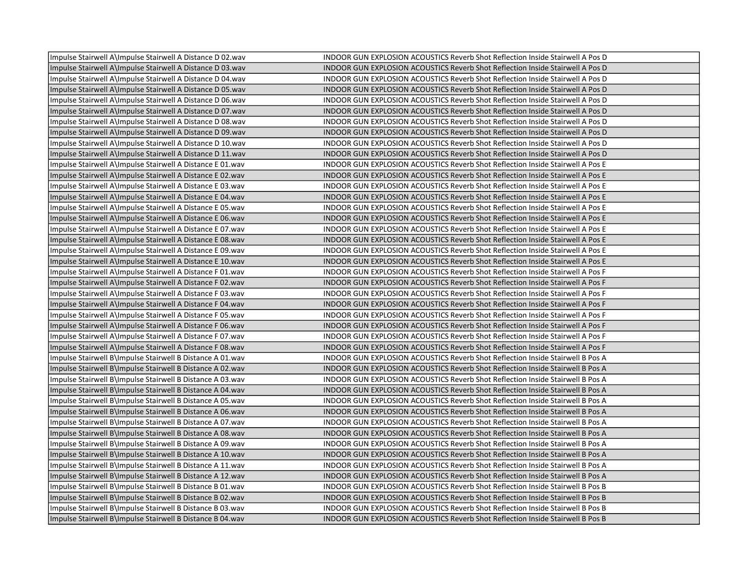| | |
|---|---|
| Impulse Stairwell A\Impulse Stairwell A Distance D 02.wav | INDOOR GUN EXPLOSION ACOUSTICS Reverb Shot Reflection Inside Stairwell A Pos D |
| Impulse Stairwell A\Impulse Stairwell A Distance D 03.wav | INDOOR GUN EXPLOSION ACOUSTICS Reverb Shot Reflection Inside Stairwell A Pos D |
| Impulse Stairwell A\Impulse Stairwell A Distance D 04.wav | INDOOR GUN EXPLOSION ACOUSTICS Reverb Shot Reflection Inside Stairwell A Pos D |
| Impulse Stairwell A\Impulse Stairwell A Distance D 05.wav | INDOOR GUN EXPLOSION ACOUSTICS Reverb Shot Reflection Inside Stairwell A Pos D |
| Impulse Stairwell A\Impulse Stairwell A Distance D 06.wav | INDOOR GUN EXPLOSION ACOUSTICS Reverb Shot Reflection Inside Stairwell A Pos D |
| Impulse Stairwell A\Impulse Stairwell A Distance D 07.wav | INDOOR GUN EXPLOSION ACOUSTICS Reverb Shot Reflection Inside Stairwell A Pos D |
| Impulse Stairwell A\Impulse Stairwell A Distance D 08.wav | INDOOR GUN EXPLOSION ACOUSTICS Reverb Shot Reflection Inside Stairwell A Pos D |
| Impulse Stairwell A\Impulse Stairwell A Distance D 09.wav | INDOOR GUN EXPLOSION ACOUSTICS Reverb Shot Reflection Inside Stairwell A Pos D |
| Impulse Stairwell A\Impulse Stairwell A Distance D 10.wav | INDOOR GUN EXPLOSION ACOUSTICS Reverb Shot Reflection Inside Stairwell A Pos D |
| Impulse Stairwell A\Impulse Stairwell A Distance D 11.wav | INDOOR GUN EXPLOSION ACOUSTICS Reverb Shot Reflection Inside Stairwell A Pos D |
| Impulse Stairwell A\Impulse Stairwell A Distance E 01.wav | INDOOR GUN EXPLOSION ACOUSTICS Reverb Shot Reflection Inside Stairwell A Pos E |
| Impulse Stairwell A\Impulse Stairwell A Distance E 02.wav | INDOOR GUN EXPLOSION ACOUSTICS Reverb Shot Reflection Inside Stairwell A Pos E |
| Impulse Stairwell A\Impulse Stairwell A Distance E 03.wav | INDOOR GUN EXPLOSION ACOUSTICS Reverb Shot Reflection Inside Stairwell A Pos E |
| Impulse Stairwell A\Impulse Stairwell A Distance E 04.wav | INDOOR GUN EXPLOSION ACOUSTICS Reverb Shot Reflection Inside Stairwell A Pos E |
| Impulse Stairwell A\Impulse Stairwell A Distance E 05.wav | INDOOR GUN EXPLOSION ACOUSTICS Reverb Shot Reflection Inside Stairwell A Pos E |
| Impulse Stairwell A\Impulse Stairwell A Distance E 06.wav | INDOOR GUN EXPLOSION ACOUSTICS Reverb Shot Reflection Inside Stairwell A Pos E |
| Impulse Stairwell A\Impulse Stairwell A Distance E 07.wav | INDOOR GUN EXPLOSION ACOUSTICS Reverb Shot Reflection Inside Stairwell A Pos E |
| Impulse Stairwell A\Impulse Stairwell A Distance E 08.wav | INDOOR GUN EXPLOSION ACOUSTICS Reverb Shot Reflection Inside Stairwell A Pos E |
| Impulse Stairwell A\Impulse Stairwell A Distance E 09.wav | INDOOR GUN EXPLOSION ACOUSTICS Reverb Shot Reflection Inside Stairwell A Pos E |
| Impulse Stairwell A\Impulse Stairwell A Distance E 10.wav | INDOOR GUN EXPLOSION ACOUSTICS Reverb Shot Reflection Inside Stairwell A Pos E |
| Impulse Stairwell A\Impulse Stairwell A Distance F 01.wav | INDOOR GUN EXPLOSION ACOUSTICS Reverb Shot Reflection Inside Stairwell A Pos F |
| Impulse Stairwell A\Impulse Stairwell A Distance F 02.wav | INDOOR GUN EXPLOSION ACOUSTICS Reverb Shot Reflection Inside Stairwell A Pos F |
| Impulse Stairwell A\Impulse Stairwell A Distance F 03.wav | INDOOR GUN EXPLOSION ACOUSTICS Reverb Shot Reflection Inside Stairwell A Pos F |
| Impulse Stairwell A\Impulse Stairwell A Distance F 04.wav | INDOOR GUN EXPLOSION ACOUSTICS Reverb Shot Reflection Inside Stairwell A Pos F |
| Impulse Stairwell A\Impulse Stairwell A Distance F 05.wav | INDOOR GUN EXPLOSION ACOUSTICS Reverb Shot Reflection Inside Stairwell A Pos F |
| Impulse Stairwell A\Impulse Stairwell A Distance F 06.wav | INDOOR GUN EXPLOSION ACOUSTICS Reverb Shot Reflection Inside Stairwell A Pos F |
| Impulse Stairwell A\Impulse Stairwell A Distance F 07.wav | INDOOR GUN EXPLOSION ACOUSTICS Reverb Shot Reflection Inside Stairwell A Pos F |
| Impulse Stairwell A\Impulse Stairwell A Distance F 08.wav | INDOOR GUN EXPLOSION ACOUSTICS Reverb Shot Reflection Inside Stairwell A Pos F |
| Impulse Stairwell B\Impulse Stairwell B Distance A 01.wav | INDOOR GUN EXPLOSION ACOUSTICS Reverb Shot Reflection Inside Stairwell B Pos A |
| Impulse Stairwell B\Impulse Stairwell B Distance A 02.wav | INDOOR GUN EXPLOSION ACOUSTICS Reverb Shot Reflection Inside Stairwell B Pos A |
| Impulse Stairwell B\Impulse Stairwell B Distance A 03.wav | INDOOR GUN EXPLOSION ACOUSTICS Reverb Shot Reflection Inside Stairwell B Pos A |
| Impulse Stairwell B\Impulse Stairwell B Distance A 04.wav | INDOOR GUN EXPLOSION ACOUSTICS Reverb Shot Reflection Inside Stairwell B Pos A |
| Impulse Stairwell B\Impulse Stairwell B Distance A 05.wav | INDOOR GUN EXPLOSION ACOUSTICS Reverb Shot Reflection Inside Stairwell B Pos A |
| Impulse Stairwell B\Impulse Stairwell B Distance A 06.wav | INDOOR GUN EXPLOSION ACOUSTICS Reverb Shot Reflection Inside Stairwell B Pos A |
| Impulse Stairwell B\Impulse Stairwell B Distance A 07.wav | INDOOR GUN EXPLOSION ACOUSTICS Reverb Shot Reflection Inside Stairwell B Pos A |
| Impulse Stairwell B\Impulse Stairwell B Distance A 08.wav | INDOOR GUN EXPLOSION ACOUSTICS Reverb Shot Reflection Inside Stairwell B Pos A |
| Impulse Stairwell B\Impulse Stairwell B Distance A 09.wav | INDOOR GUN EXPLOSION ACOUSTICS Reverb Shot Reflection Inside Stairwell B Pos A |
| Impulse Stairwell B\Impulse Stairwell B Distance A 10.wav | INDOOR GUN EXPLOSION ACOUSTICS Reverb Shot Reflection Inside Stairwell B Pos A |
| Impulse Stairwell B\Impulse Stairwell B Distance A 11.wav | INDOOR GUN EXPLOSION ACOUSTICS Reverb Shot Reflection Inside Stairwell B Pos A |
| Impulse Stairwell B\Impulse Stairwell B Distance A 12.wav | INDOOR GUN EXPLOSION ACOUSTICS Reverb Shot Reflection Inside Stairwell B Pos A |
| Impulse Stairwell B\Impulse Stairwell B Distance B 01.wav | INDOOR GUN EXPLOSION ACOUSTICS Reverb Shot Reflection Inside Stairwell B Pos B |
| Impulse Stairwell B\Impulse Stairwell B Distance B 02.wav | INDOOR GUN EXPLOSION ACOUSTICS Reverb Shot Reflection Inside Stairwell B Pos B |
| Impulse Stairwell B\Impulse Stairwell B Distance B 03.wav | INDOOR GUN EXPLOSION ACOUSTICS Reverb Shot Reflection Inside Stairwell B Pos B |
| Impulse Stairwell B\Impulse Stairwell B Distance B 04.wav | INDOOR GUN EXPLOSION ACOUSTICS Reverb Shot Reflection Inside Stairwell B Pos B |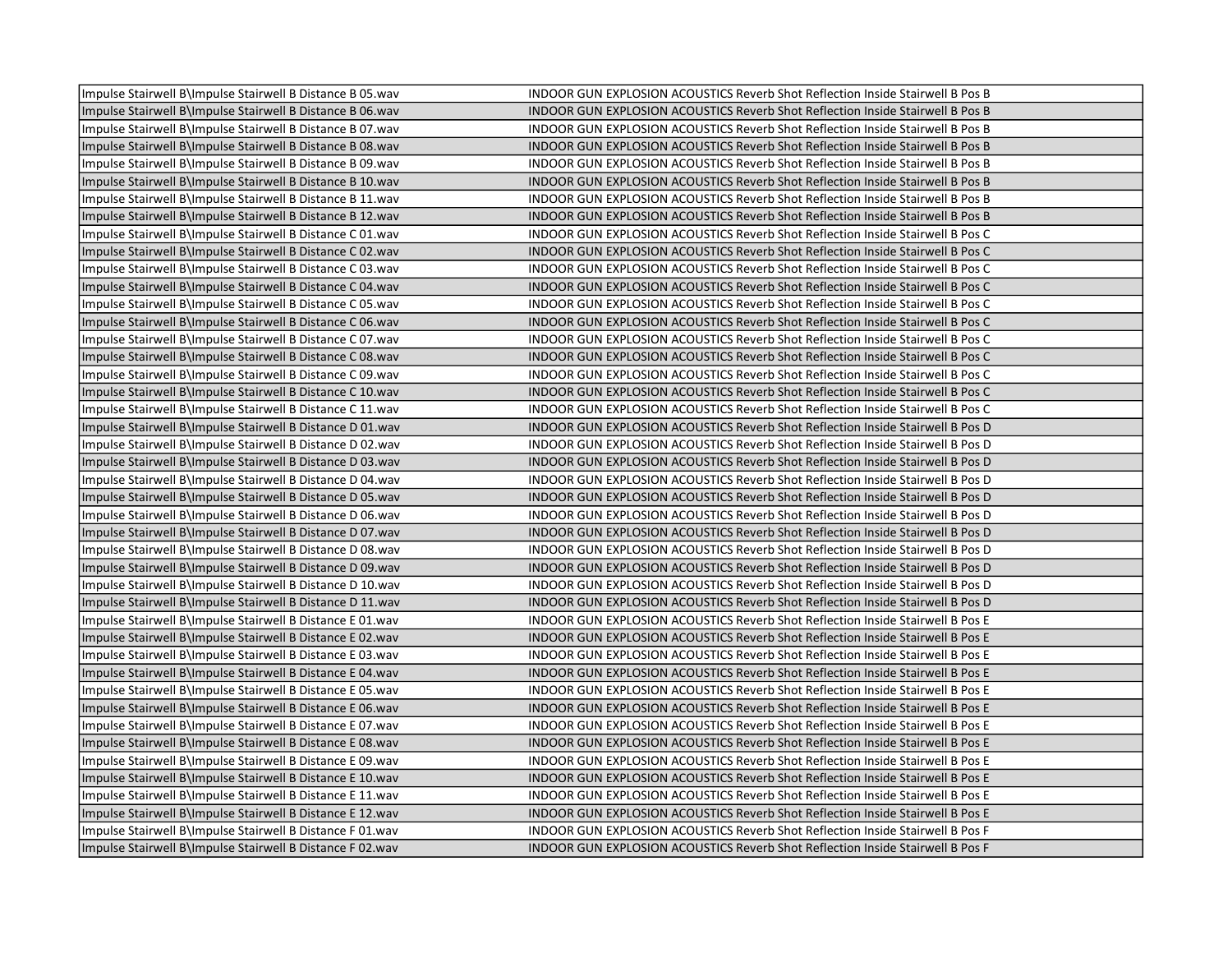| | |
|---|---|
| Impulse Stairwell B\Impulse Stairwell B Distance B 05.wav | INDOOR GUN EXPLOSION ACOUSTICS Reverb Shot Reflection Inside Stairwell B Pos B |
| Impulse Stairwell B\Impulse Stairwell B Distance B 06.wav | INDOOR GUN EXPLOSION ACOUSTICS Reverb Shot Reflection Inside Stairwell B Pos B |
| Impulse Stairwell B\Impulse Stairwell B Distance B 07.wav | INDOOR GUN EXPLOSION ACOUSTICS Reverb Shot Reflection Inside Stairwell B Pos B |
| Impulse Stairwell B\Impulse Stairwell B Distance B 08.wav | INDOOR GUN EXPLOSION ACOUSTICS Reverb Shot Reflection Inside Stairwell B Pos B |
| Impulse Stairwell B\Impulse Stairwell B Distance B 09.wav | INDOOR GUN EXPLOSION ACOUSTICS Reverb Shot Reflection Inside Stairwell B Pos B |
| Impulse Stairwell B\Impulse Stairwell B Distance B 10.wav | INDOOR GUN EXPLOSION ACOUSTICS Reverb Shot Reflection Inside Stairwell B Pos B |
| Impulse Stairwell B\Impulse Stairwell B Distance B 11.wav | INDOOR GUN EXPLOSION ACOUSTICS Reverb Shot Reflection Inside Stairwell B Pos B |
| Impulse Stairwell B\Impulse Stairwell B Distance B 12.wav | INDOOR GUN EXPLOSION ACOUSTICS Reverb Shot Reflection Inside Stairwell B Pos B |
| Impulse Stairwell B\Impulse Stairwell B Distance C 01.wav | INDOOR GUN EXPLOSION ACOUSTICS Reverb Shot Reflection Inside Stairwell B Pos C |
| Impulse Stairwell B\Impulse Stairwell B Distance C 02.wav | INDOOR GUN EXPLOSION ACOUSTICS Reverb Shot Reflection Inside Stairwell B Pos C |
| Impulse Stairwell B\Impulse Stairwell B Distance C 03.wav | INDOOR GUN EXPLOSION ACOUSTICS Reverb Shot Reflection Inside Stairwell B Pos C |
| Impulse Stairwell B\Impulse Stairwell B Distance C 04.wav | INDOOR GUN EXPLOSION ACOUSTICS Reverb Shot Reflection Inside Stairwell B Pos C |
| Impulse Stairwell B\Impulse Stairwell B Distance C 05.wav | INDOOR GUN EXPLOSION ACOUSTICS Reverb Shot Reflection Inside Stairwell B Pos C |
| Impulse Stairwell B\Impulse Stairwell B Distance C 06.wav | INDOOR GUN EXPLOSION ACOUSTICS Reverb Shot Reflection Inside Stairwell B Pos C |
| Impulse Stairwell B\Impulse Stairwell B Distance C 07.wav | INDOOR GUN EXPLOSION ACOUSTICS Reverb Shot Reflection Inside Stairwell B Pos C |
| Impulse Stairwell B\Impulse Stairwell B Distance C 08.wav | INDOOR GUN EXPLOSION ACOUSTICS Reverb Shot Reflection Inside Stairwell B Pos C |
| Impulse Stairwell B\Impulse Stairwell B Distance C 09.wav | INDOOR GUN EXPLOSION ACOUSTICS Reverb Shot Reflection Inside Stairwell B Pos C |
| Impulse Stairwell B\Impulse Stairwell B Distance C 10.wav | INDOOR GUN EXPLOSION ACOUSTICS Reverb Shot Reflection Inside Stairwell B Pos C |
| Impulse Stairwell B\Impulse Stairwell B Distance C 11.wav | INDOOR GUN EXPLOSION ACOUSTICS Reverb Shot Reflection Inside Stairwell B Pos C |
| Impulse Stairwell B\Impulse Stairwell B Distance D 01.wav | INDOOR GUN EXPLOSION ACOUSTICS Reverb Shot Reflection Inside Stairwell B Pos D |
| Impulse Stairwell B\Impulse Stairwell B Distance D 02.wav | INDOOR GUN EXPLOSION ACOUSTICS Reverb Shot Reflection Inside Stairwell B Pos D |
| Impulse Stairwell B\Impulse Stairwell B Distance D 03.wav | INDOOR GUN EXPLOSION ACOUSTICS Reverb Shot Reflection Inside Stairwell B Pos D |
| Impulse Stairwell B\Impulse Stairwell B Distance D 04.wav | INDOOR GUN EXPLOSION ACOUSTICS Reverb Shot Reflection Inside Stairwell B Pos D |
| Impulse Stairwell B\Impulse Stairwell B Distance D 05.wav | INDOOR GUN EXPLOSION ACOUSTICS Reverb Shot Reflection Inside Stairwell B Pos D |
| Impulse Stairwell B\Impulse Stairwell B Distance D 06.wav | INDOOR GUN EXPLOSION ACOUSTICS Reverb Shot Reflection Inside Stairwell B Pos D |
| Impulse Stairwell B\Impulse Stairwell B Distance D 07.wav | INDOOR GUN EXPLOSION ACOUSTICS Reverb Shot Reflection Inside Stairwell B Pos D |
| Impulse Stairwell B\Impulse Stairwell B Distance D 08.wav | INDOOR GUN EXPLOSION ACOUSTICS Reverb Shot Reflection Inside Stairwell B Pos D |
| Impulse Stairwell B\Impulse Stairwell B Distance D 09.wav | INDOOR GUN EXPLOSION ACOUSTICS Reverb Shot Reflection Inside Stairwell B Pos D |
| Impulse Stairwell B\Impulse Stairwell B Distance D 10.wav | INDOOR GUN EXPLOSION ACOUSTICS Reverb Shot Reflection Inside Stairwell B Pos D |
| Impulse Stairwell B\Impulse Stairwell B Distance D 11.wav | INDOOR GUN EXPLOSION ACOUSTICS Reverb Shot Reflection Inside Stairwell B Pos D |
| Impulse Stairwell B\Impulse Stairwell B Distance E 01.wav | INDOOR GUN EXPLOSION ACOUSTICS Reverb Shot Reflection Inside Stairwell B Pos E |
| Impulse Stairwell B\Impulse Stairwell B Distance E 02.wav | INDOOR GUN EXPLOSION ACOUSTICS Reverb Shot Reflection Inside Stairwell B Pos E |
| Impulse Stairwell B\Impulse Stairwell B Distance E 03.wav | INDOOR GUN EXPLOSION ACOUSTICS Reverb Shot Reflection Inside Stairwell B Pos E |
| Impulse Stairwell B\Impulse Stairwell B Distance E 04.wav | INDOOR GUN EXPLOSION ACOUSTICS Reverb Shot Reflection Inside Stairwell B Pos E |
| Impulse Stairwell B\Impulse Stairwell B Distance E 05.wav | INDOOR GUN EXPLOSION ACOUSTICS Reverb Shot Reflection Inside Stairwell B Pos E |
| Impulse Stairwell B\Impulse Stairwell B Distance E 06.wav | INDOOR GUN EXPLOSION ACOUSTICS Reverb Shot Reflection Inside Stairwell B Pos E |
| Impulse Stairwell B\Impulse Stairwell B Distance E 07.wav | INDOOR GUN EXPLOSION ACOUSTICS Reverb Shot Reflection Inside Stairwell B Pos E |
| Impulse Stairwell B\Impulse Stairwell B Distance E 08.wav | INDOOR GUN EXPLOSION ACOUSTICS Reverb Shot Reflection Inside Stairwell B Pos E |
| Impulse Stairwell B\Impulse Stairwell B Distance E 09.wav | INDOOR GUN EXPLOSION ACOUSTICS Reverb Shot Reflection Inside Stairwell B Pos E |
| Impulse Stairwell B\Impulse Stairwell B Distance E 10.wav | INDOOR GUN EXPLOSION ACOUSTICS Reverb Shot Reflection Inside Stairwell B Pos E |
| Impulse Stairwell B\Impulse Stairwell B Distance E 11.wav | INDOOR GUN EXPLOSION ACOUSTICS Reverb Shot Reflection Inside Stairwell B Pos E |
| Impulse Stairwell B\Impulse Stairwell B Distance E 12.wav | INDOOR GUN EXPLOSION ACOUSTICS Reverb Shot Reflection Inside Stairwell B Pos E |
| Impulse Stairwell B\Impulse Stairwell B Distance F 01.wav | INDOOR GUN EXPLOSION ACOUSTICS Reverb Shot Reflection Inside Stairwell B Pos F |
| Impulse Stairwell B\Impulse Stairwell B Distance F 02.wav | INDOOR GUN EXPLOSION ACOUSTICS Reverb Shot Reflection Inside Stairwell B Pos F |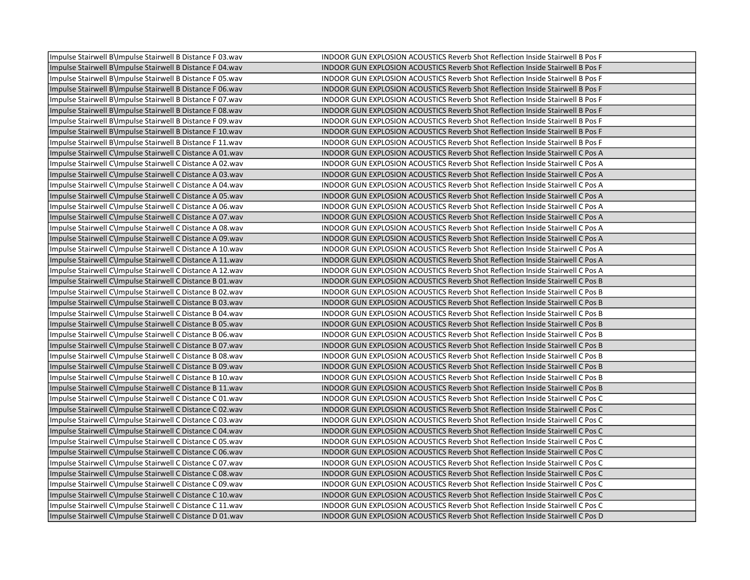| | |
|---|---|
| Impulse Stairwell B\Impulse Stairwell B Distance F 03.wav | INDOOR GUN EXPLOSION ACOUSTICS Reverb Shot Reflection Inside Stairwell B Pos F |
| Impulse Stairwell B\Impulse Stairwell B Distance F 04.wav | INDOOR GUN EXPLOSION ACOUSTICS Reverb Shot Reflection Inside Stairwell B Pos F |
| Impulse Stairwell B\Impulse Stairwell B Distance F 05.wav | INDOOR GUN EXPLOSION ACOUSTICS Reverb Shot Reflection Inside Stairwell B Pos F |
| Impulse Stairwell B\Impulse Stairwell B Distance F 06.wav | INDOOR GUN EXPLOSION ACOUSTICS Reverb Shot Reflection Inside Stairwell B Pos F |
| Impulse Stairwell B\Impulse Stairwell B Distance F 07.wav | INDOOR GUN EXPLOSION ACOUSTICS Reverb Shot Reflection Inside Stairwell B Pos F |
| Impulse Stairwell B\Impulse Stairwell B Distance F 08.wav | INDOOR GUN EXPLOSION ACOUSTICS Reverb Shot Reflection Inside Stairwell B Pos F |
| Impulse Stairwell B\Impulse Stairwell B Distance F 09.wav | INDOOR GUN EXPLOSION ACOUSTICS Reverb Shot Reflection Inside Stairwell B Pos F |
| Impulse Stairwell B\Impulse Stairwell B Distance F 10.wav | INDOOR GUN EXPLOSION ACOUSTICS Reverb Shot Reflection Inside Stairwell B Pos F |
| Impulse Stairwell B\Impulse Stairwell B Distance F 11.wav | INDOOR GUN EXPLOSION ACOUSTICS Reverb Shot Reflection Inside Stairwell B Pos F |
| Impulse Stairwell C\Impulse Stairwell C Distance A 01.wav | INDOOR GUN EXPLOSION ACOUSTICS Reverb Shot Reflection Inside Stairwell C Pos A |
| Impulse Stairwell C\Impulse Stairwell C Distance A 02.wav | INDOOR GUN EXPLOSION ACOUSTICS Reverb Shot Reflection Inside Stairwell C Pos A |
| Impulse Stairwell C\Impulse Stairwell C Distance A 03.wav | INDOOR GUN EXPLOSION ACOUSTICS Reverb Shot Reflection Inside Stairwell C Pos A |
| Impulse Stairwell C\Impulse Stairwell C Distance A 04.wav | INDOOR GUN EXPLOSION ACOUSTICS Reverb Shot Reflection Inside Stairwell C Pos A |
| Impulse Stairwell C\Impulse Stairwell C Distance A 05.wav | INDOOR GUN EXPLOSION ACOUSTICS Reverb Shot Reflection Inside Stairwell C Pos A |
| Impulse Stairwell C\Impulse Stairwell C Distance A 06.wav | INDOOR GUN EXPLOSION ACOUSTICS Reverb Shot Reflection Inside Stairwell C Pos A |
| Impulse Stairwell C\Impulse Stairwell C Distance A 07.wav | INDOOR GUN EXPLOSION ACOUSTICS Reverb Shot Reflection Inside Stairwell C Pos A |
| Impulse Stairwell C\Impulse Stairwell C Distance A 08.wav | INDOOR GUN EXPLOSION ACOUSTICS Reverb Shot Reflection Inside Stairwell C Pos A |
| Impulse Stairwell C\Impulse Stairwell C Distance A 09.wav | INDOOR GUN EXPLOSION ACOUSTICS Reverb Shot Reflection Inside Stairwell C Pos A |
| Impulse Stairwell C\Impulse Stairwell C Distance A 10.wav | INDOOR GUN EXPLOSION ACOUSTICS Reverb Shot Reflection Inside Stairwell C Pos A |
| Impulse Stairwell C\Impulse Stairwell C Distance A 11.wav | INDOOR GUN EXPLOSION ACOUSTICS Reverb Shot Reflection Inside Stairwell C Pos A |
| Impulse Stairwell C\Impulse Stairwell C Distance A 12.wav | INDOOR GUN EXPLOSION ACOUSTICS Reverb Shot Reflection Inside Stairwell C Pos A |
| Impulse Stairwell C\Impulse Stairwell C Distance B 01.wav | INDOOR GUN EXPLOSION ACOUSTICS Reverb Shot Reflection Inside Stairwell C Pos B |
| Impulse Stairwell C\Impulse Stairwell C Distance B 02.wav | INDOOR GUN EXPLOSION ACOUSTICS Reverb Shot Reflection Inside Stairwell C Pos B |
| Impulse Stairwell C\Impulse Stairwell C Distance B 03.wav | INDOOR GUN EXPLOSION ACOUSTICS Reverb Shot Reflection Inside Stairwell C Pos B |
| Impulse Stairwell C\Impulse Stairwell C Distance B 04.wav | INDOOR GUN EXPLOSION ACOUSTICS Reverb Shot Reflection Inside Stairwell C Pos B |
| Impulse Stairwell C\Impulse Stairwell C Distance B 05.wav | INDOOR GUN EXPLOSION ACOUSTICS Reverb Shot Reflection Inside Stairwell C Pos B |
| Impulse Stairwell C\Impulse Stairwell C Distance B 06.wav | INDOOR GUN EXPLOSION ACOUSTICS Reverb Shot Reflection Inside Stairwell C Pos B |
| Impulse Stairwell C\Impulse Stairwell C Distance B 07.wav | INDOOR GUN EXPLOSION ACOUSTICS Reverb Shot Reflection Inside Stairwell C Pos B |
| Impulse Stairwell C\Impulse Stairwell C Distance B 08.wav | INDOOR GUN EXPLOSION ACOUSTICS Reverb Shot Reflection Inside Stairwell C Pos B |
| Impulse Stairwell C\Impulse Stairwell C Distance B 09.wav | INDOOR GUN EXPLOSION ACOUSTICS Reverb Shot Reflection Inside Stairwell C Pos B |
| Impulse Stairwell C\Impulse Stairwell C Distance B 10.wav | INDOOR GUN EXPLOSION ACOUSTICS Reverb Shot Reflection Inside Stairwell C Pos B |
| Impulse Stairwell C\Impulse Stairwell C Distance B 11.wav | INDOOR GUN EXPLOSION ACOUSTICS Reverb Shot Reflection Inside Stairwell C Pos B |
| Impulse Stairwell C\Impulse Stairwell C Distance C 01.wav | INDOOR GUN EXPLOSION ACOUSTICS Reverb Shot Reflection Inside Stairwell C Pos C |
| Impulse Stairwell C\Impulse Stairwell C Distance C 02.wav | INDOOR GUN EXPLOSION ACOUSTICS Reverb Shot Reflection Inside Stairwell C Pos C |
| Impulse Stairwell C\Impulse Stairwell C Distance C 03.wav | INDOOR GUN EXPLOSION ACOUSTICS Reverb Shot Reflection Inside Stairwell C Pos C |
| Impulse Stairwell C\Impulse Stairwell C Distance C 04.wav | INDOOR GUN EXPLOSION ACOUSTICS Reverb Shot Reflection Inside Stairwell C Pos C |
| Impulse Stairwell C\Impulse Stairwell C Distance C 05.wav | INDOOR GUN EXPLOSION ACOUSTICS Reverb Shot Reflection Inside Stairwell C Pos C |
| Impulse Stairwell C\Impulse Stairwell C Distance C 06.wav | INDOOR GUN EXPLOSION ACOUSTICS Reverb Shot Reflection Inside Stairwell C Pos C |
| Impulse Stairwell C\Impulse Stairwell C Distance C 07.wav | INDOOR GUN EXPLOSION ACOUSTICS Reverb Shot Reflection Inside Stairwell C Pos C |
| Impulse Stairwell C\Impulse Stairwell C Distance C 08.wav | INDOOR GUN EXPLOSION ACOUSTICS Reverb Shot Reflection Inside Stairwell C Pos C |
| Impulse Stairwell C\Impulse Stairwell C Distance C 09.wav | INDOOR GUN EXPLOSION ACOUSTICS Reverb Shot Reflection Inside Stairwell C Pos C |
| Impulse Stairwell C\Impulse Stairwell C Distance C 10.wav | INDOOR GUN EXPLOSION ACOUSTICS Reverb Shot Reflection Inside Stairwell C Pos C |
| Impulse Stairwell C\Impulse Stairwell C Distance C 11.wav | INDOOR GUN EXPLOSION ACOUSTICS Reverb Shot Reflection Inside Stairwell C Pos C |
| Impulse Stairwell C\Impulse Stairwell C Distance D 01.wav | INDOOR GUN EXPLOSION ACOUSTICS Reverb Shot Reflection Inside Stairwell C Pos D |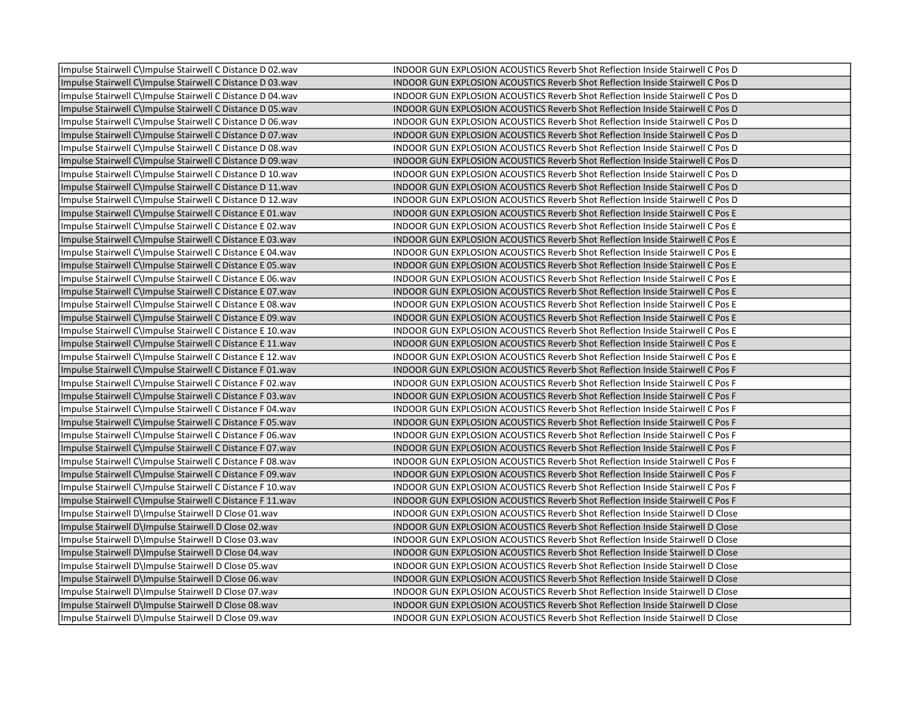| | |
|---|---|
| Impulse Stairwell C\Impulse Stairwell C Distance D 02.wav | INDOOR GUN EXPLOSION ACOUSTICS Reverb Shot Reflection Inside Stairwell C Pos D |
| Impulse Stairwell C\Impulse Stairwell C Distance D 03.wav | INDOOR GUN EXPLOSION ACOUSTICS Reverb Shot Reflection Inside Stairwell C Pos D |
| Impulse Stairwell C\Impulse Stairwell C Distance D 04.wav | INDOOR GUN EXPLOSION ACOUSTICS Reverb Shot Reflection Inside Stairwell C Pos D |
| Impulse Stairwell C\Impulse Stairwell C Distance D 05.wav | INDOOR GUN EXPLOSION ACOUSTICS Reverb Shot Reflection Inside Stairwell C Pos D |
| Impulse Stairwell C\Impulse Stairwell C Distance D 06.wav | INDOOR GUN EXPLOSION ACOUSTICS Reverb Shot Reflection Inside Stairwell C Pos D |
| Impulse Stairwell C\Impulse Stairwell C Distance D 07.wav | INDOOR GUN EXPLOSION ACOUSTICS Reverb Shot Reflection Inside Stairwell C Pos D |
| Impulse Stairwell C\Impulse Stairwell C Distance D 08.wav | INDOOR GUN EXPLOSION ACOUSTICS Reverb Shot Reflection Inside Stairwell C Pos D |
| Impulse Stairwell C\Impulse Stairwell C Distance D 09.wav | INDOOR GUN EXPLOSION ACOUSTICS Reverb Shot Reflection Inside Stairwell C Pos D |
| Impulse Stairwell C\Impulse Stairwell C Distance D 10.wav | INDOOR GUN EXPLOSION ACOUSTICS Reverb Shot Reflection Inside Stairwell C Pos D |
| Impulse Stairwell C\Impulse Stairwell C Distance D 11.wav | INDOOR GUN EXPLOSION ACOUSTICS Reverb Shot Reflection Inside Stairwell C Pos D |
| Impulse Stairwell C\Impulse Stairwell C Distance D 12.wav | INDOOR GUN EXPLOSION ACOUSTICS Reverb Shot Reflection Inside Stairwell C Pos D |
| Impulse Stairwell C\Impulse Stairwell C Distance E 01.wav | INDOOR GUN EXPLOSION ACOUSTICS Reverb Shot Reflection Inside Stairwell C Pos E |
| Impulse Stairwell C\Impulse Stairwell C Distance E 02.wav | INDOOR GUN EXPLOSION ACOUSTICS Reverb Shot Reflection Inside Stairwell C Pos E |
| Impulse Stairwell C\Impulse Stairwell C Distance E 03.wav | INDOOR GUN EXPLOSION ACOUSTICS Reverb Shot Reflection Inside Stairwell C Pos E |
| Impulse Stairwell C\Impulse Stairwell C Distance E 04.wav | INDOOR GUN EXPLOSION ACOUSTICS Reverb Shot Reflection Inside Stairwell C Pos E |
| Impulse Stairwell C\Impulse Stairwell C Distance E 05.wav | INDOOR GUN EXPLOSION ACOUSTICS Reverb Shot Reflection Inside Stairwell C Pos E |
| Impulse Stairwell C\Impulse Stairwell C Distance E 06.wav | INDOOR GUN EXPLOSION ACOUSTICS Reverb Shot Reflection Inside Stairwell C Pos E |
| Impulse Stairwell C\Impulse Stairwell C Distance E 07.wav | INDOOR GUN EXPLOSION ACOUSTICS Reverb Shot Reflection Inside Stairwell C Pos E |
| Impulse Stairwell C\Impulse Stairwell C Distance E 08.wav | INDOOR GUN EXPLOSION ACOUSTICS Reverb Shot Reflection Inside Stairwell C Pos E |
| Impulse Stairwell C\Impulse Stairwell C Distance E 09.wav | INDOOR GUN EXPLOSION ACOUSTICS Reverb Shot Reflection Inside Stairwell C Pos E |
| Impulse Stairwell C\Impulse Stairwell C Distance E 10.wav | INDOOR GUN EXPLOSION ACOUSTICS Reverb Shot Reflection Inside Stairwell C Pos E |
| Impulse Stairwell C\Impulse Stairwell C Distance E 11.wav | INDOOR GUN EXPLOSION ACOUSTICS Reverb Shot Reflection Inside Stairwell C Pos E |
| Impulse Stairwell C\Impulse Stairwell C Distance E 12.wav | INDOOR GUN EXPLOSION ACOUSTICS Reverb Shot Reflection Inside Stairwell C Pos E |
| Impulse Stairwell C\Impulse Stairwell C Distance F 01.wav | INDOOR GUN EXPLOSION ACOUSTICS Reverb Shot Reflection Inside Stairwell C Pos F |
| Impulse Stairwell C\Impulse Stairwell C Distance F 02.wav | INDOOR GUN EXPLOSION ACOUSTICS Reverb Shot Reflection Inside Stairwell C Pos F |
| Impulse Stairwell C\Impulse Stairwell C Distance F 03.wav | INDOOR GUN EXPLOSION ACOUSTICS Reverb Shot Reflection Inside Stairwell C Pos F |
| Impulse Stairwell C\Impulse Stairwell C Distance F 04.wav | INDOOR GUN EXPLOSION ACOUSTICS Reverb Shot Reflection Inside Stairwell C Pos F |
| Impulse Stairwell C\Impulse Stairwell C Distance F 05.wav | INDOOR GUN EXPLOSION ACOUSTICS Reverb Shot Reflection Inside Stairwell C Pos F |
| Impulse Stairwell C\Impulse Stairwell C Distance F 06.wav | INDOOR GUN EXPLOSION ACOUSTICS Reverb Shot Reflection Inside Stairwell C Pos F |
| Impulse Stairwell C\Impulse Stairwell C Distance F 07.wav | INDOOR GUN EXPLOSION ACOUSTICS Reverb Shot Reflection Inside Stairwell C Pos F |
| Impulse Stairwell C\Impulse Stairwell C Distance F 08.wav | INDOOR GUN EXPLOSION ACOUSTICS Reverb Shot Reflection Inside Stairwell C Pos F |
| Impulse Stairwell C\Impulse Stairwell C Distance F 09.wav | INDOOR GUN EXPLOSION ACOUSTICS Reverb Shot Reflection Inside Stairwell C Pos F |
| Impulse Stairwell C\Impulse Stairwell C Distance F 10.wav | INDOOR GUN EXPLOSION ACOUSTICS Reverb Shot Reflection Inside Stairwell C Pos F |
| Impulse Stairwell C\Impulse Stairwell C Distance F 11.wav | INDOOR GUN EXPLOSION ACOUSTICS Reverb Shot Reflection Inside Stairwell C Pos F |
| Impulse Stairwell D\Impulse Stairwell D Close 01.wav | INDOOR GUN EXPLOSION ACOUSTICS Reverb Shot Reflection Inside Stairwell D Close |
| Impulse Stairwell D\Impulse Stairwell D Close 02.wav | INDOOR GUN EXPLOSION ACOUSTICS Reverb Shot Reflection Inside Stairwell D Close |
| Impulse Stairwell D\Impulse Stairwell D Close 03.wav | INDOOR GUN EXPLOSION ACOUSTICS Reverb Shot Reflection Inside Stairwell D Close |
| Impulse Stairwell D\Impulse Stairwell D Close 04.wav | INDOOR GUN EXPLOSION ACOUSTICS Reverb Shot Reflection Inside Stairwell D Close |
| Impulse Stairwell D\Impulse Stairwell D Close 05.wav | INDOOR GUN EXPLOSION ACOUSTICS Reverb Shot Reflection Inside Stairwell D Close |
| Impulse Stairwell D\Impulse Stairwell D Close 06.wav | INDOOR GUN EXPLOSION ACOUSTICS Reverb Shot Reflection Inside Stairwell D Close |
| Impulse Stairwell D\Impulse Stairwell D Close 07.wav | INDOOR GUN EXPLOSION ACOUSTICS Reverb Shot Reflection Inside Stairwell D Close |
| Impulse Stairwell D\Impulse Stairwell D Close 08.wav | INDOOR GUN EXPLOSION ACOUSTICS Reverb Shot Reflection Inside Stairwell D Close |
| Impulse Stairwell D\Impulse Stairwell D Close 09.wav | INDOOR GUN EXPLOSION ACOUSTICS Reverb Shot Reflection Inside Stairwell D Close |